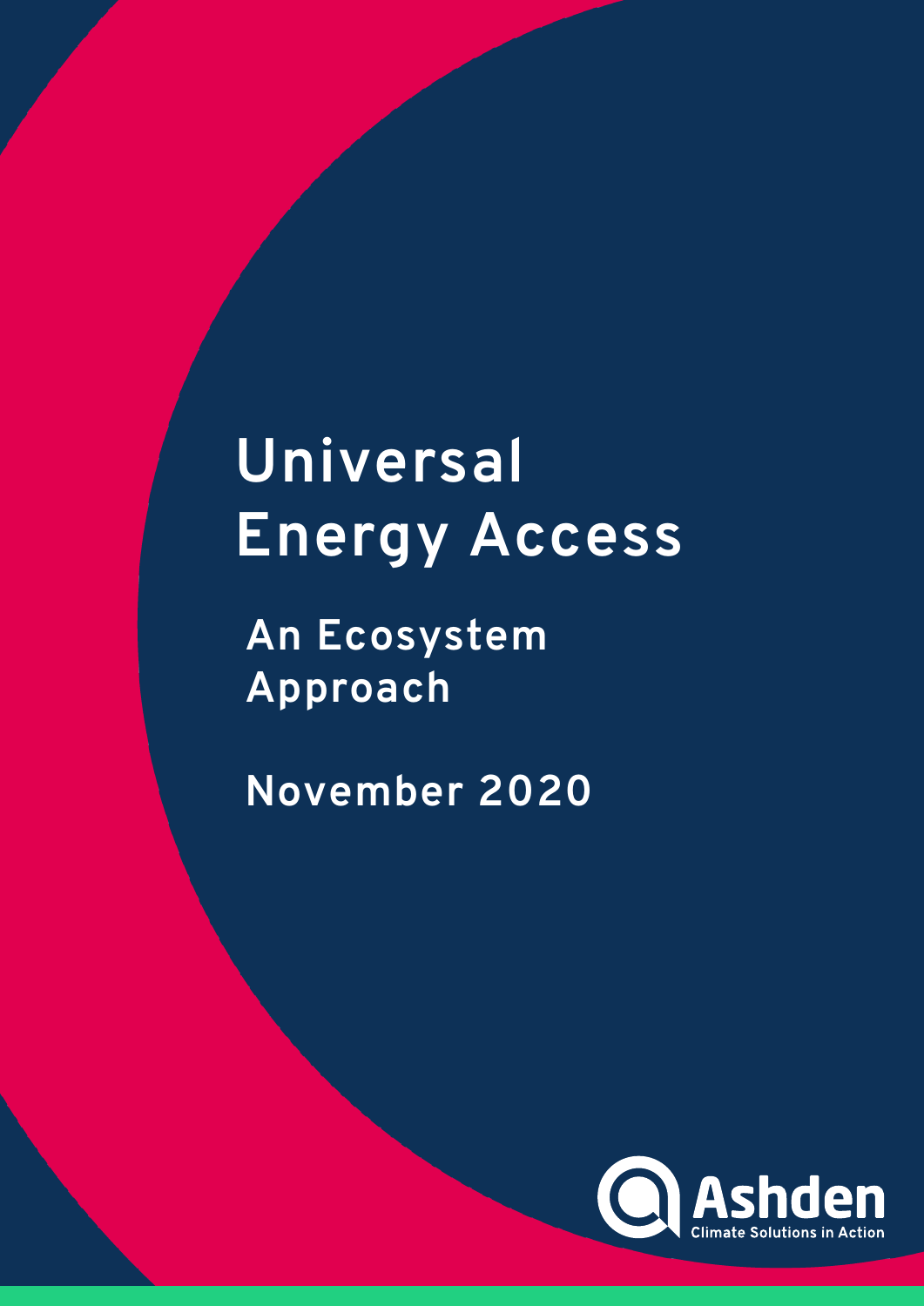# Universal Energy Access

## An Ecosystem Approach

November 2020

Ashden

Climate Solutions in Action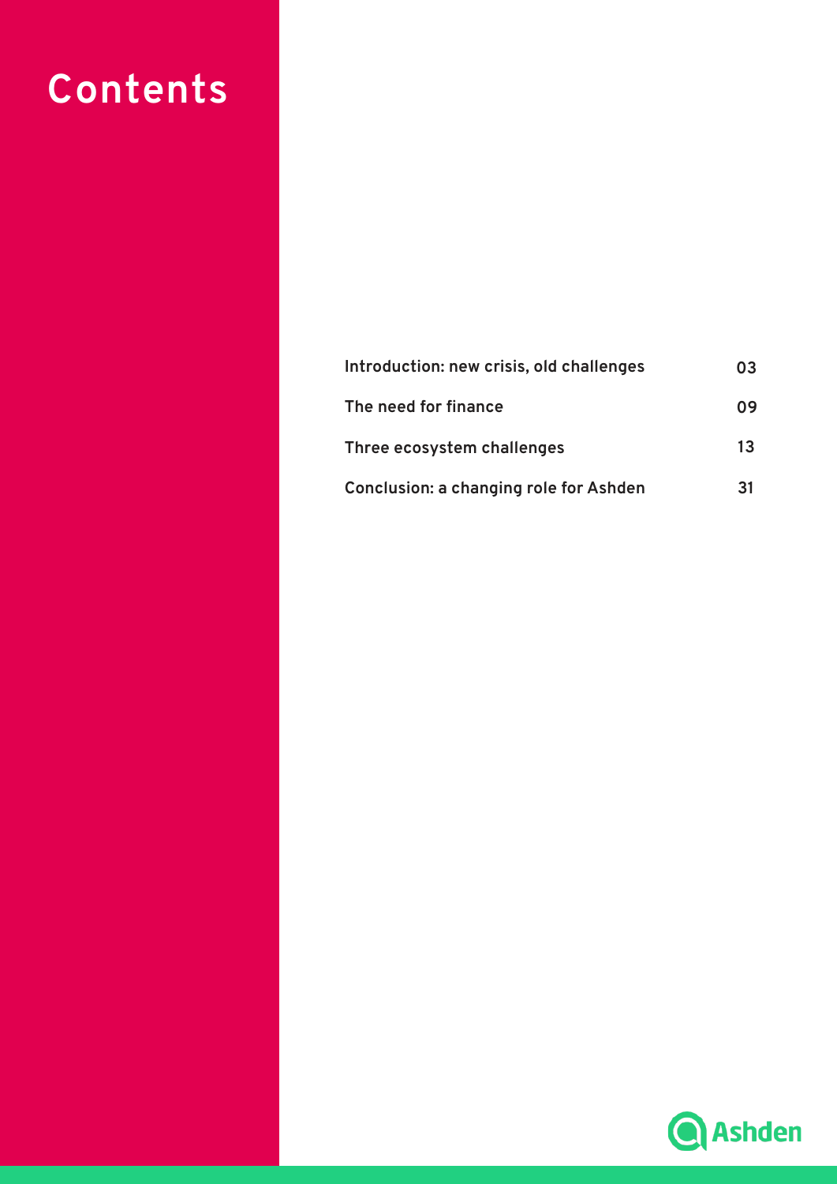# Contents

| | |
|---|---|
| Introduction: new crisis, old challenges | 03 |
| The need for finance | 09 |
| Three ecosystem challenges | 13 |
| Conclusion: a changing role for Ashden | 31 |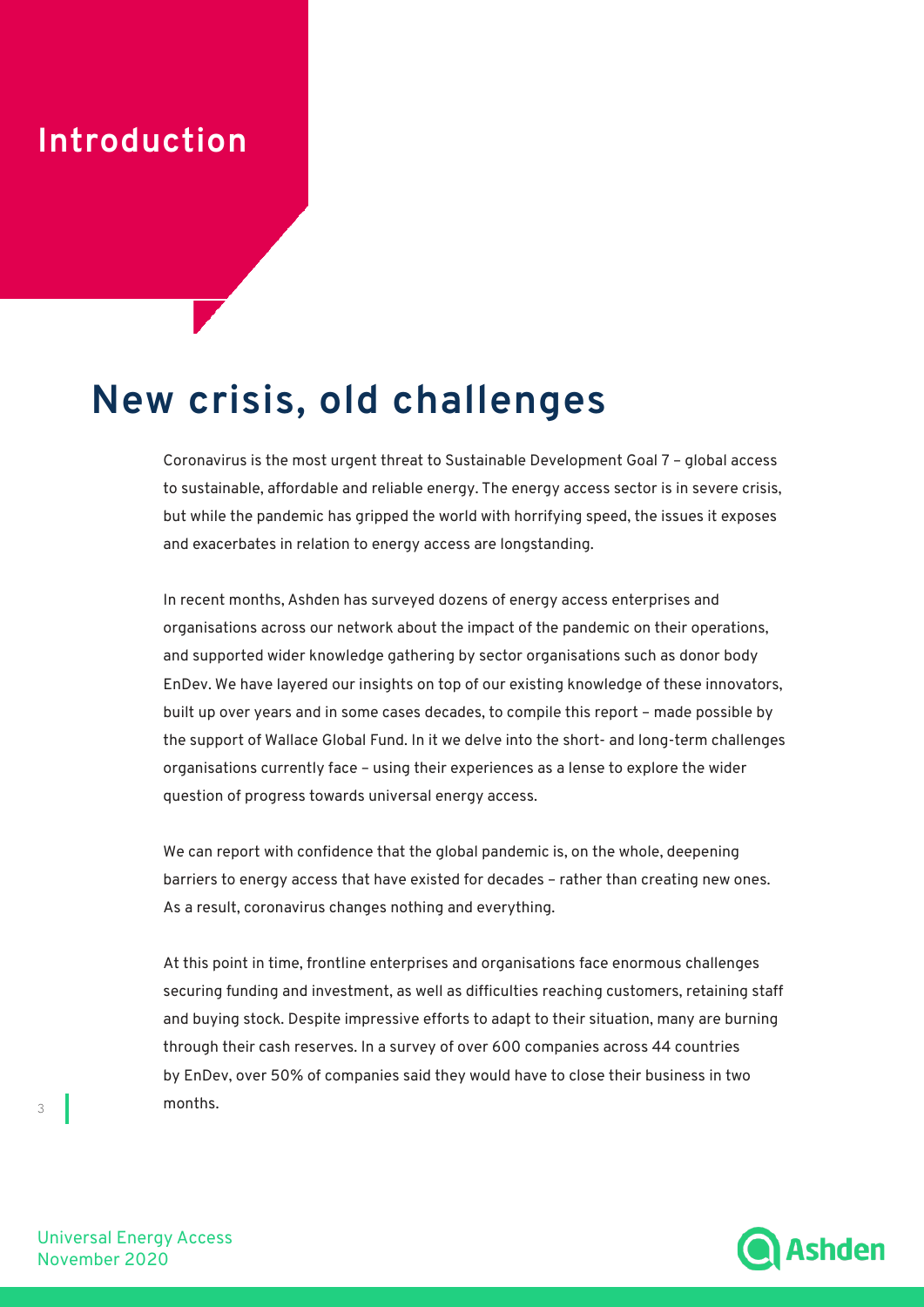# Introduction

## New crisis, old challenges

Coronavirus is the most urgent threat to Sustainable Development Goal 7 – global access to sustainable, affordable and reliable energy. The energy access sector is in severe crisis, but while the pandemic has gripped the world with horrifying speed, the issues it exposes and exacerbates in relation to energy access are longstanding.

In recent months, Ashden has surveyed dozens of energy access enterprises and organisations across our network about the impact of the pandemic on their operations, and supported wider knowledge gathering by sector organisations such as donor body EnDev. We have layered our insights on top of our existing knowledge of these innovators, built up over years and in some cases decades, to compile this report – made possible by the support of Wallace Global Fund. In it we delve into the short- and long-term challenges organisations currently face – using their experiences as a lense to explore the wider question of progress towards universal energy access.

We can report with confidence that the global pandemic is, on the whole, deepening barriers to energy access that have existed for decades – rather than creating new ones. As a result, coronavirus changes nothing and everything.

At this point in time, frontline enterprises and organisations face enormous challenges securing funding and investment, as well as difficulties reaching customers, retaining staff and buying stock. Despite impressive efforts to adapt to their situation, many are burning through their cash reserves. In a survey of over 600 companies across 44 countries by EnDev, over 50% of companies said they would have to close their business in two months.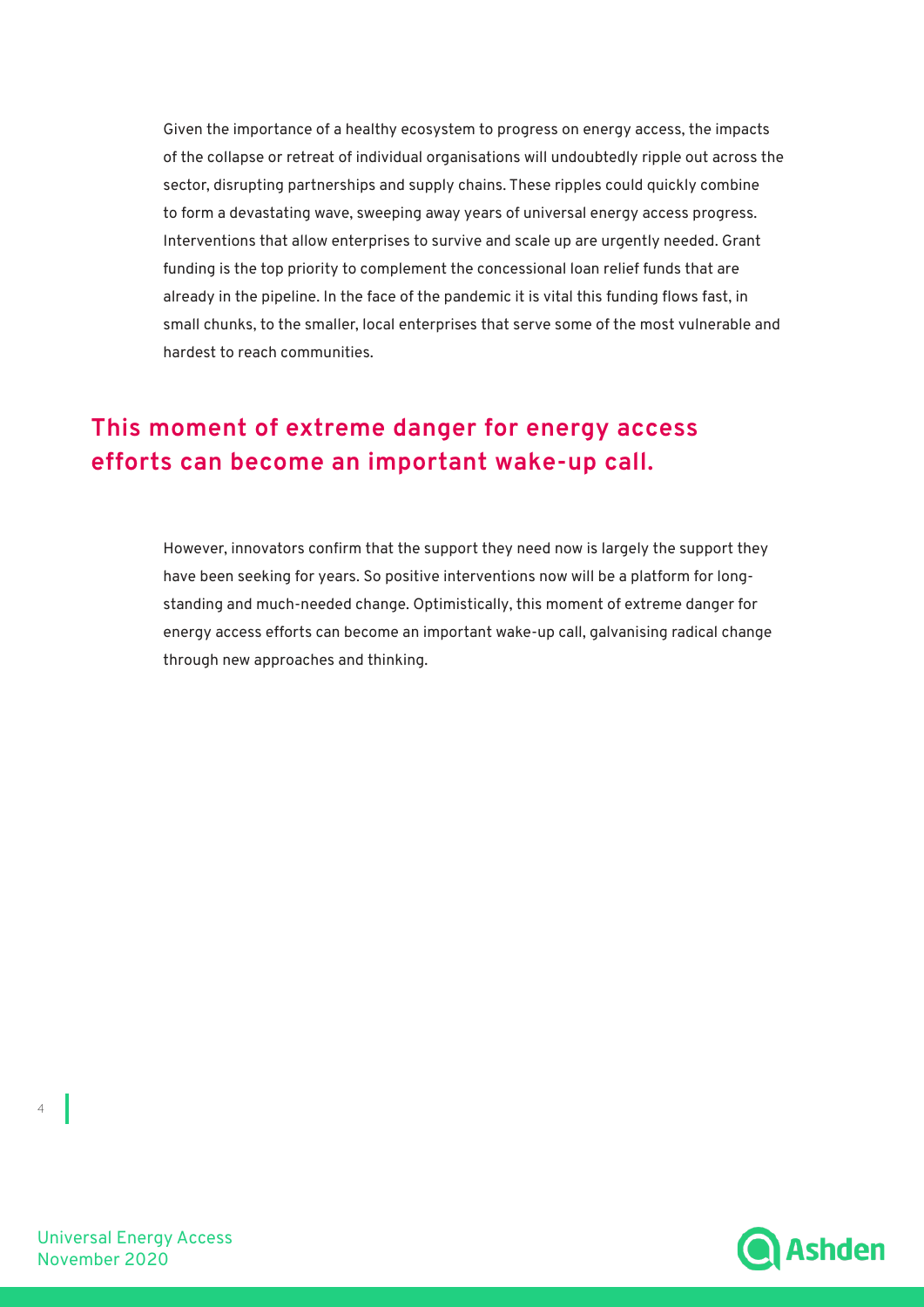Given the importance of a healthy ecosystem to progress on energy access, the impacts of the collapse or retreat of individual organisations will undoubtedly ripple out across the sector, disrupting partnerships and supply chains. These ripples could quickly combine to form a devastating wave, sweeping away years of universal energy access progress. Interventions that allow enterprises to survive and scale up are urgently needed. Grant funding is the top priority to complement the concessional loan relief funds that are already in the pipeline. In the face of the pandemic it is vital this funding flows fast, in small chunks, to the smaller, local enterprises that serve some of the most vulnerable and hardest to reach communities.

## This moment of extreme danger for energy access efforts can become an important wake-up call.

However, innovators confirm that the support they need now is largely the support they have been seeking for years. So positive interventions now will be a platform for long-standing and much-needed change. Optimistically, this moment of extreme danger for energy access efforts can become an important wake-up call, galvanising radical change through new approaches and thinking.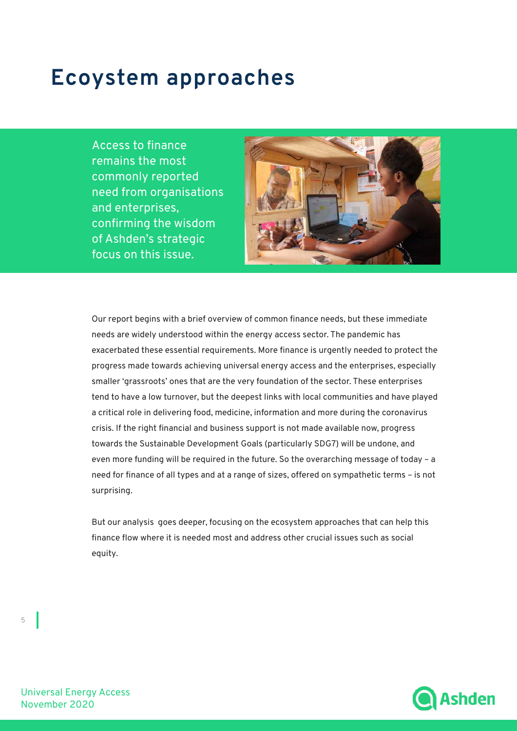# Ecoystem approaches

Access to finance remains the most commonly reported need from organisations and enterprises, confirming the wisdom of Ashden's strategic focus on this issue.

Our report begins with a brief overview of common finance needs, but these immediate needs are widely understood within the energy access sector. The pandemic has exacerbated these essential requirements. More finance is urgently needed to protect the progress made towards achieving universal energy access and the enterprises, especially smaller 'grassroots' ones that are the very foundation of the sector. These enterprises tend to have a low turnover, but the deepest links with local communities and have played a critical role in delivering food, medicine, information and more during the coronavirus crisis. If the right financial and business support is not made available now, progress towards the Sustainable Development Goals (particularly SDG7) will be undone, and even more funding will be required in the future. So the overarching message of today – a need for finance of all types and at a range of sizes, offered on sympathetic terms – is not surprising.

But our analysis goes deeper, focusing on the ecosystem approaches that can help this finance flow where it is needed most and address other crucial issues such as social equity.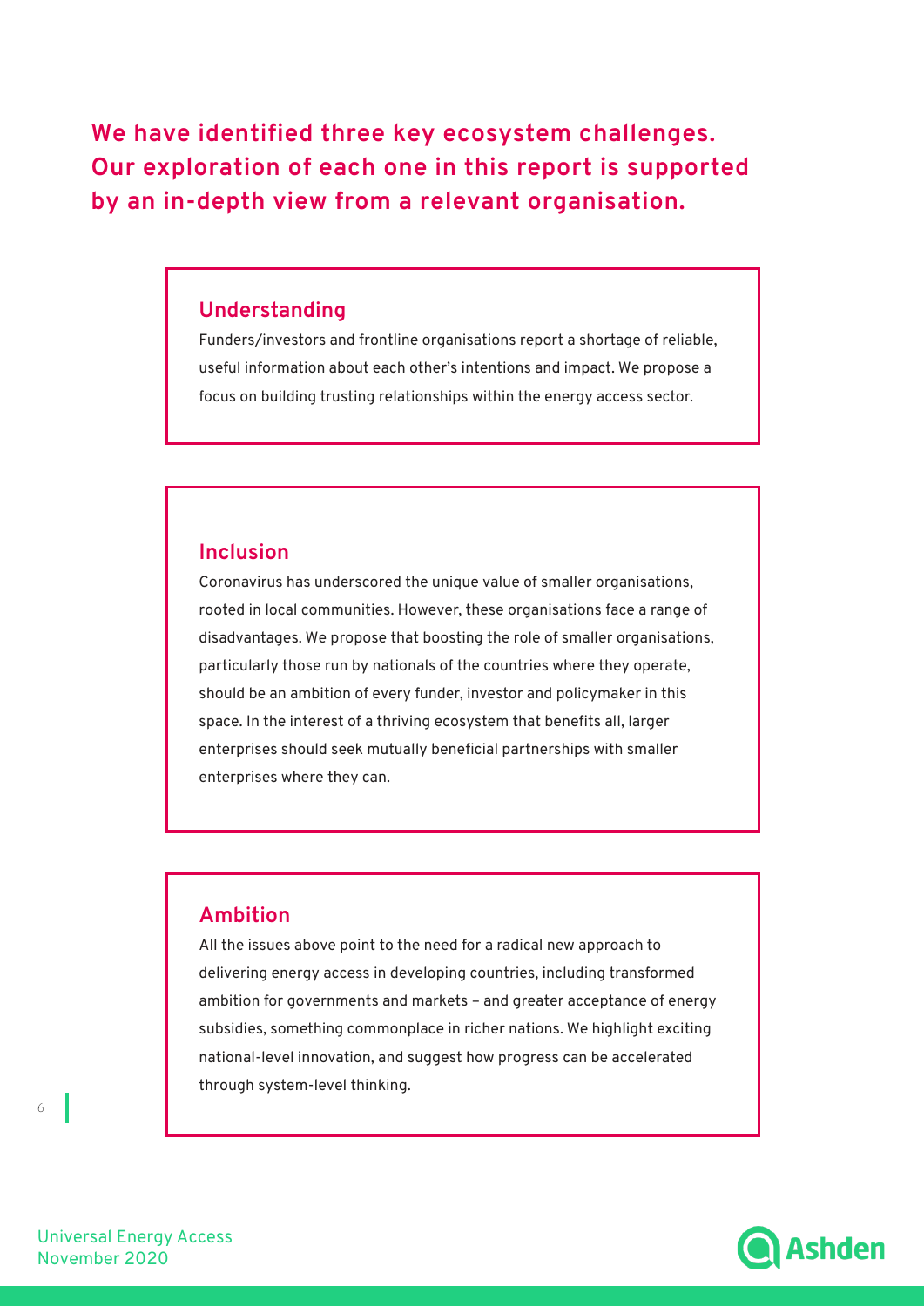**We have identified three key ecosystem challenges. Our exploration of each one in this report is supported by an in-depth view from a relevant organisation.**

### Understanding

Funders/investors and frontline organisations report a shortage of reliable, useful information about each other's intentions and impact. We propose a focus on building trusting relationships within the energy access sector.

### Inclusion

Coronavirus has underscored the unique value of smaller organisations, rooted in local communities. However, these organisations face a range of disadvantages. We propose that boosting the role of smaller organisations, particularly those run by nationals of the countries where they operate, should be an ambition of every funder, investor and policymaker in this space. In the interest of a thriving ecosystem that benefits all, larger enterprises should seek mutually beneficial partnerships with smaller enterprises where they can.

### Ambition

All the issues above point to the need for a radical new approach to delivering energy access in developing countries, including transformed ambition for governments and markets – and greater acceptance of energy subsidies, something commonplace in richer nations. We highlight exciting national-level innovation, and suggest how progress can be accelerated through system-level thinking.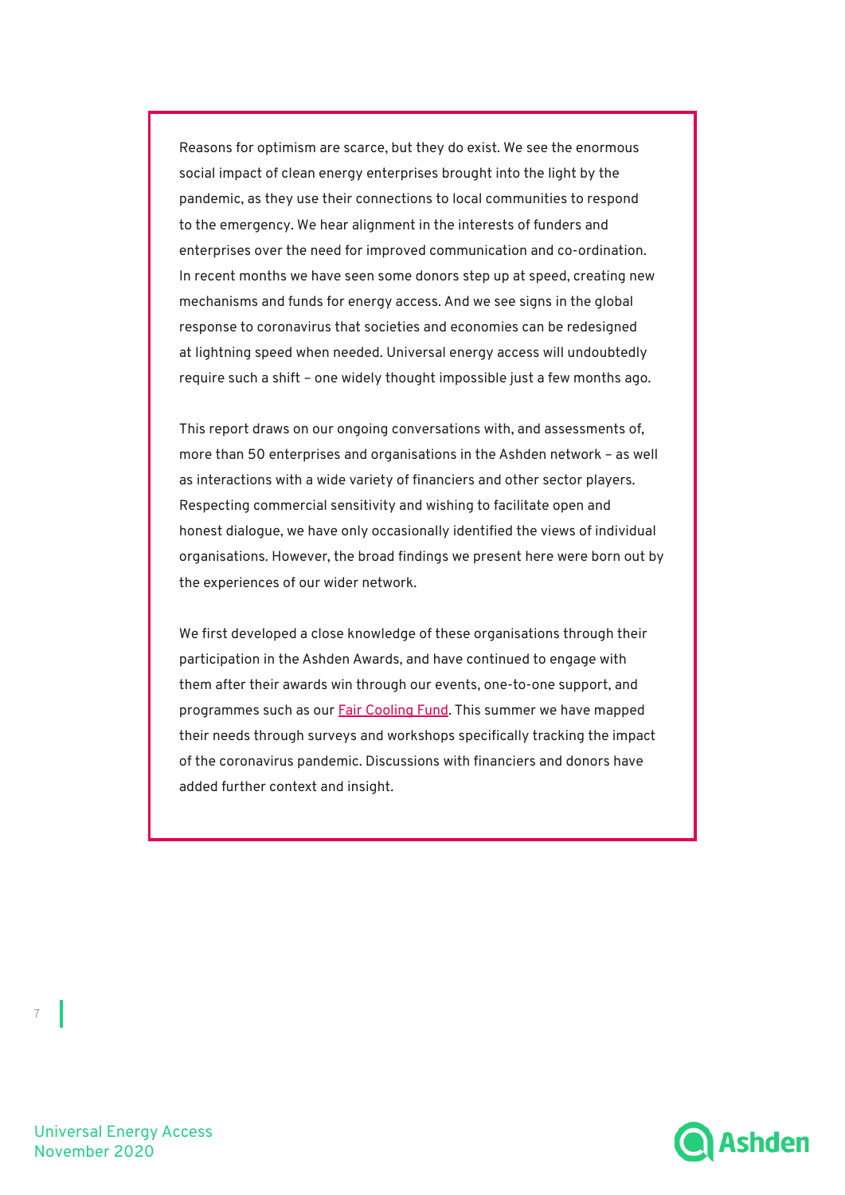Reasons for optimism are scarce, but they do exist. We see the enormous social impact of clean energy enterprises brought into the light by the pandemic, as they use their connections to local communities to respond to the emergency. We hear alignment in the interests of funders and enterprises over the need for improved communication and co-ordination. In recent months we have seen some donors step up at speed, creating new mechanisms and funds for energy access. And we see signs in the global response to coronavirus that societies and economies can be redesigned at lightning speed when needed. Universal energy access will undoubtedly require such a shift – one widely thought impossible just a few months ago.

This report draws on our ongoing conversations with, and assessments of, more than 50 enterprises and organisations in the Ashden network – as well as interactions with a wide variety of financiers and other sector players. Respecting commercial sensitivity and wishing to facilitate open and honest dialogue, we have only occasionally identified the views of individual organisations. However, the broad findings we present here were born out by the experiences of our wider network.

We first developed a close knowledge of these organisations through their participation in the Ashden Awards, and have continued to engage with them after their awards win through our events, one-to-one support, and programmes such as our [Fair Cooling Fund](). This summer we have mapped their needs through surveys and workshops specifically tracking the impact of the coronavirus pandemic. Discussions with financiers and donors have added further context and insight.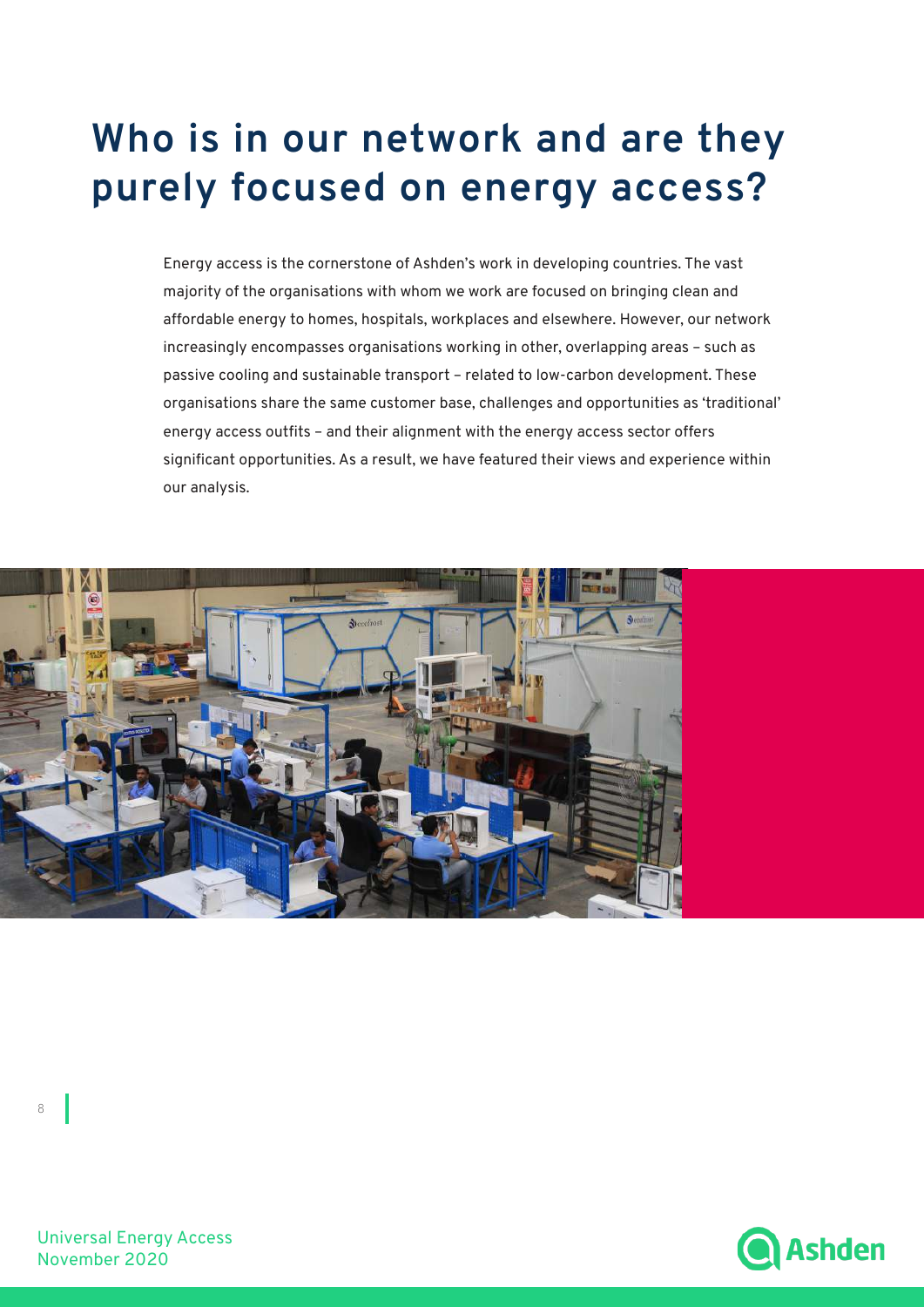# Who is in our network and are they purely focused on energy access?

Energy access is the cornerstone of Ashden's work in developing countries. The vast majority of the organisations with whom we work are focused on bringing clean and affordable energy to homes, hospitals, workplaces and elsewhere. However, our network increasingly encompasses organisations working in other, overlapping areas – such as passive cooling and sustainable transport – related to low-carbon development. These organisations share the same customer base, challenges and opportunities as 'traditional' energy access outfits – and their alignment with the energy access sector offers significant opportunities. As a result, we have featured their views and experience within our analysis.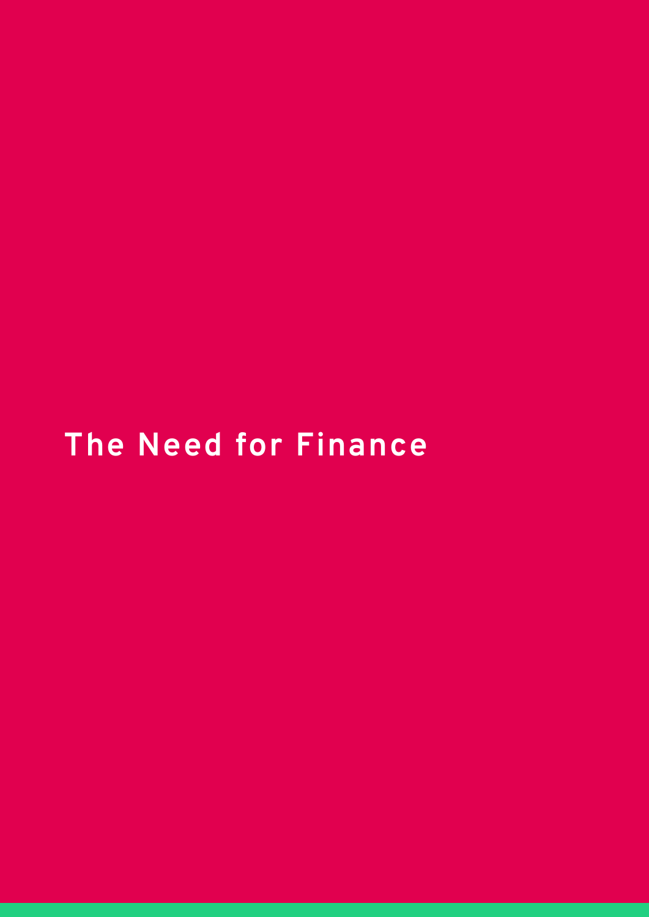# The Need for Finance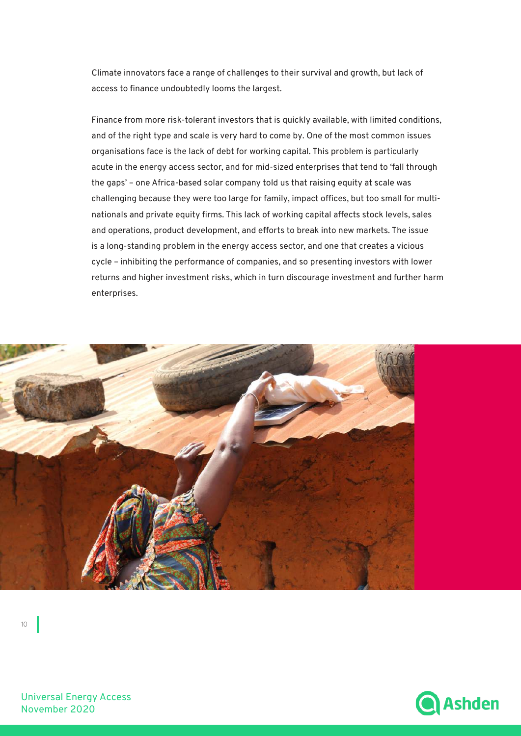Climate innovators face a range of challenges to their survival and growth, but lack of access to finance undoubtedly looms the largest.

Finance from more risk-tolerant investors that is quickly available, with limited conditions, and of the right type and scale is very hard to come by. One of the most common issues organisations face is the lack of debt for working capital. This problem is particularly acute in the energy access sector, and for mid-sized enterprises that tend to 'fall through the gaps' – one Africa-based solar company told us that raising equity at scale was challenging because they were too large for family, impact offices, but too small for multi-nationals and private equity firms. This lack of working capital affects stock levels, sales and operations, product development, and efforts to break into new markets. The issue is a long-standing problem in the energy access sector, and one that creates a vicious cycle – inhibiting the performance of companies, and so presenting investors with lower returns and higher investment risks, which in turn discourage investment and further harm enterprises.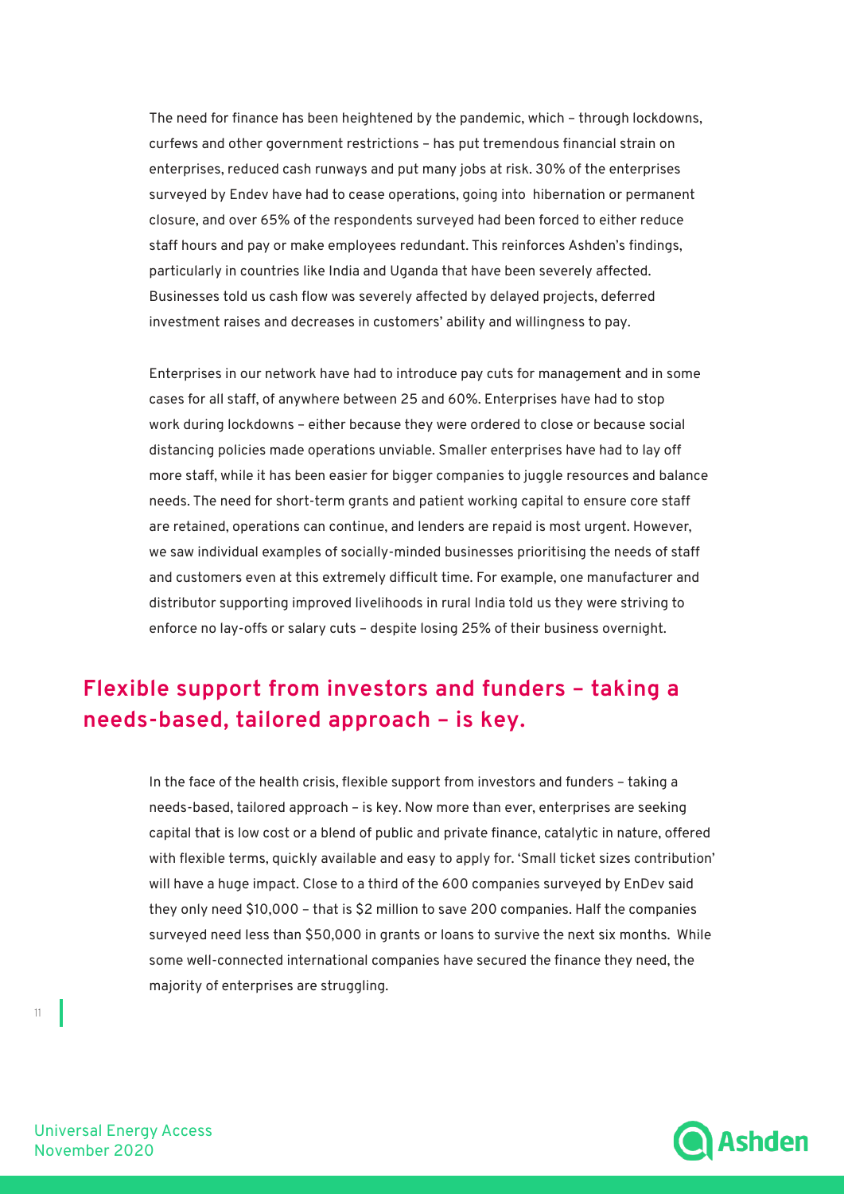The need for finance has been heightened by the pandemic, which – through lockdowns, curfews and other government restrictions – has put tremendous financial strain on enterprises, reduced cash runways and put many jobs at risk. 30% of the enterprises surveyed by Endev have had to cease operations, going into hibernation or permanent closure, and over 65% of the respondents surveyed had been forced to either reduce staff hours and pay or make employees redundant. This reinforces Ashden's findings, particularly in countries like India and Uganda that have been severely affected. Businesses told us cash flow was severely affected by delayed projects, deferred investment raises and decreases in customers' ability and willingness to pay.

Enterprises in our network have had to introduce pay cuts for management and in some cases for all staff, of anywhere between 25 and 60%. Enterprises have had to stop work during lockdowns – either because they were ordered to close or because social distancing policies made operations unviable. Smaller enterprises have had to lay off more staff, while it has been easier for bigger companies to juggle resources and balance needs. The need for short-term grants and patient working capital to ensure core staff are retained, operations can continue, and lenders are repaid is most urgent. However, we saw individual examples of socially-minded businesses prioritising the needs of staff and customers even at this extremely difficult time. For example, one manufacturer and distributor supporting improved livelihoods in rural India told us they were striving to enforce no lay-offs or salary cuts – despite losing 25% of their business overnight.

## Flexible support from investors and funders – taking a needs-based, tailored approach – is key.

In the face of the health crisis, flexible support from investors and funders – taking a needs-based, tailored approach – is key. Now more than ever, enterprises are seeking capital that is low cost or a blend of public and private finance, catalytic in nature, offered with flexible terms, quickly available and easy to apply for. 'Small ticket sizes contribution' will have a huge impact. Close to a third of the 600 companies surveyed by EnDev said they only need $10,000 – that is $2 million to save 200 companies. Half the companies surveyed need less than $50,000 in grants or loans to survive the next six months. While some well-connected international companies have secured the finance they need, the majority of enterprises are struggling.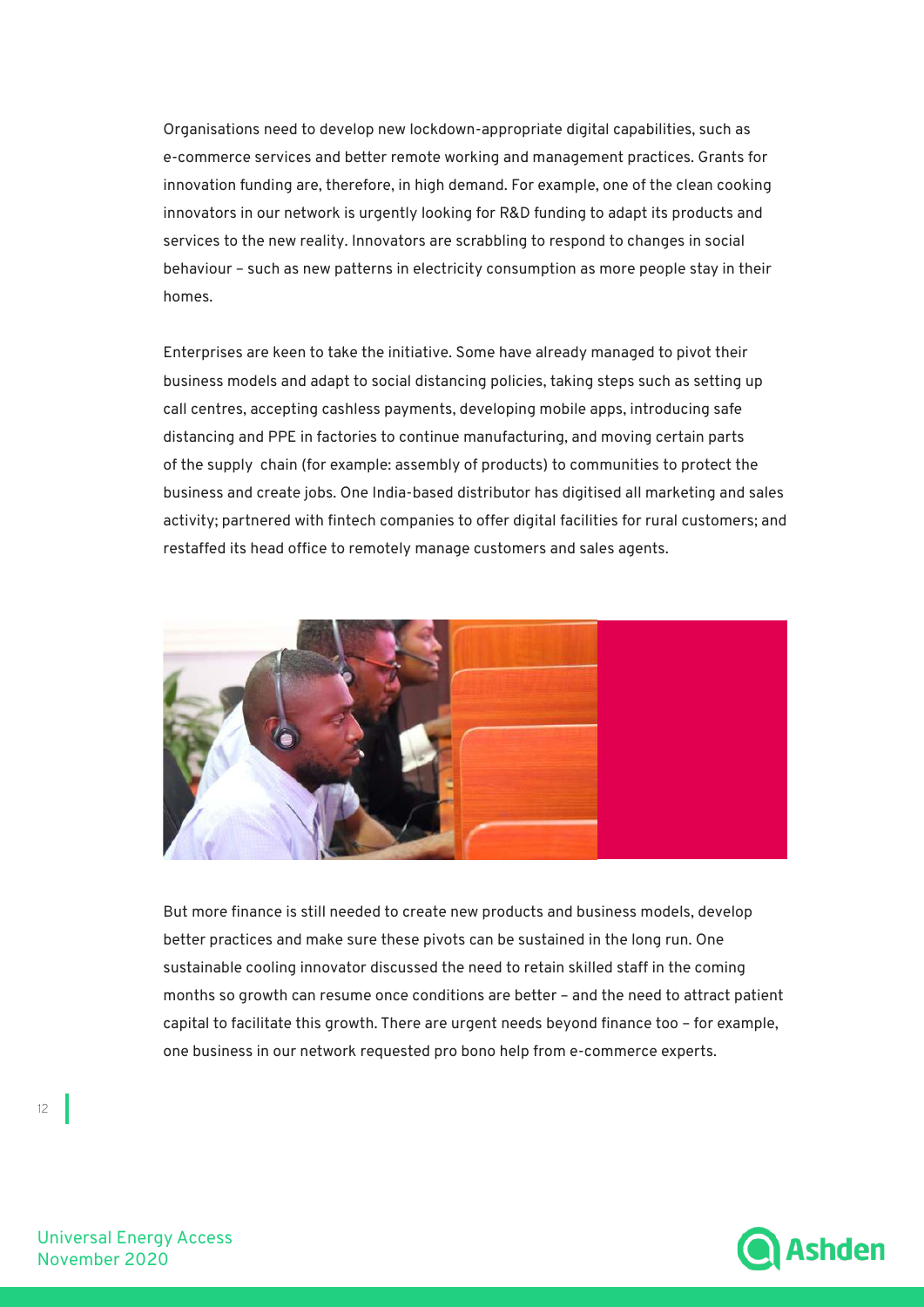Organisations need to develop new lockdown-appropriate digital capabilities, such as e-commerce services and better remote working and management practices. Grants for innovation funding are, therefore, in high demand. For example, one of the clean cooking innovators in our network is urgently looking for R&D funding to adapt its products and services to the new reality. Innovators are scrabbling to respond to changes in social behaviour – such as new patterns in electricity consumption as more people stay in their homes.

Enterprises are keen to take the initiative. Some have already managed to pivot their business models and adapt to social distancing policies, taking steps such as setting up call centres, accepting cashless payments, developing mobile apps, introducing safe distancing and PPE in factories to continue manufacturing, and moving certain parts of the supply chain (for example: assembly of products) to communities to protect the business and create jobs. One India-based distributor has digitised all marketing and sales activity; partnered with fintech companies to offer digital facilities for rural customers; and restaffed its head office to remotely manage customers and sales agents.

But more finance is still needed to create new products and business models, develop better practices and make sure these pivots can be sustained in the long run. One sustainable cooling innovator discussed the need to retain skilled staff in the coming months so growth can resume once conditions are better – and the need to attract patient capital to facilitate this growth. There are urgent needs beyond finance too – for example, one business in our network requested pro bono help from e-commerce experts.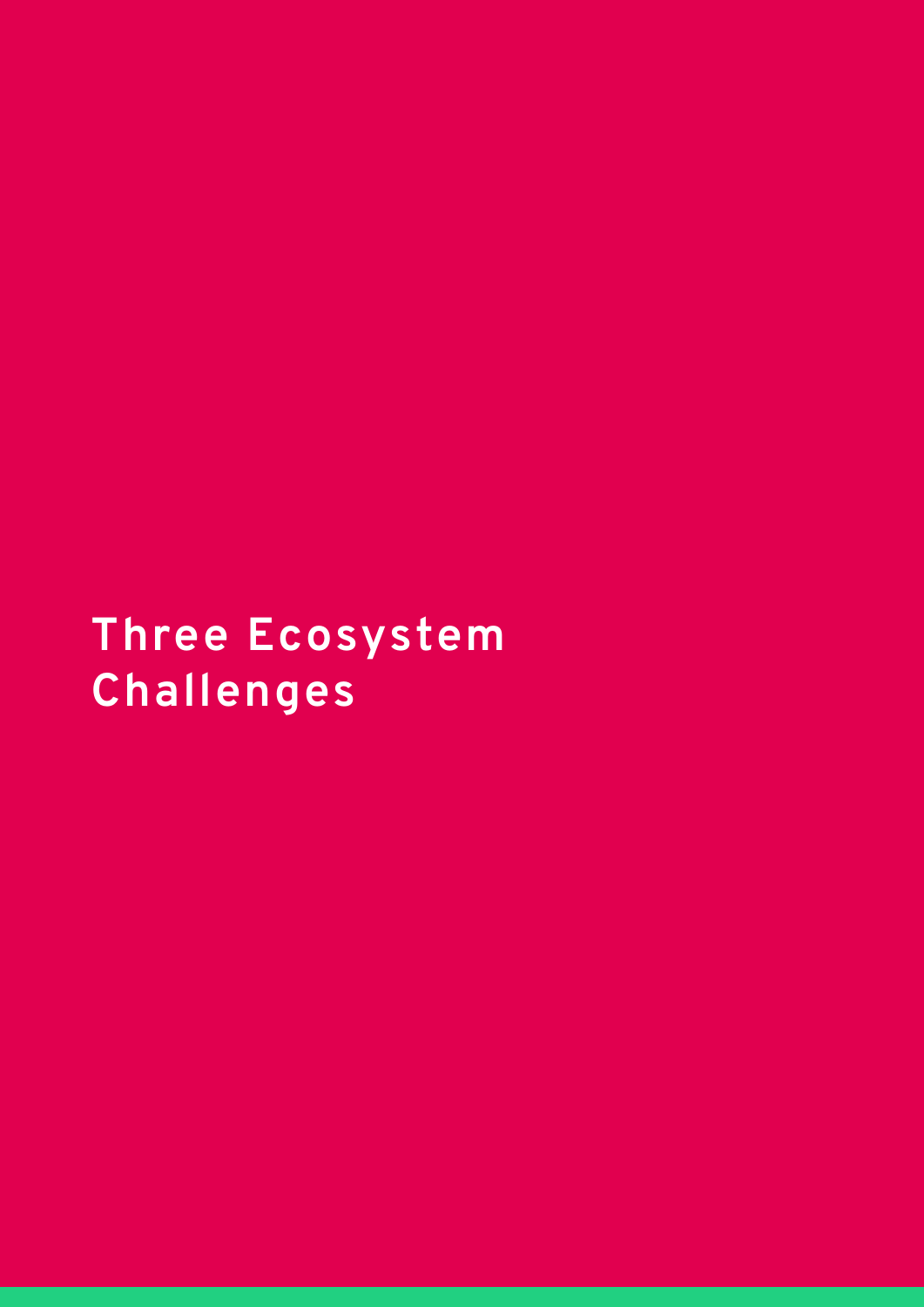# Three Ecosystem Challenges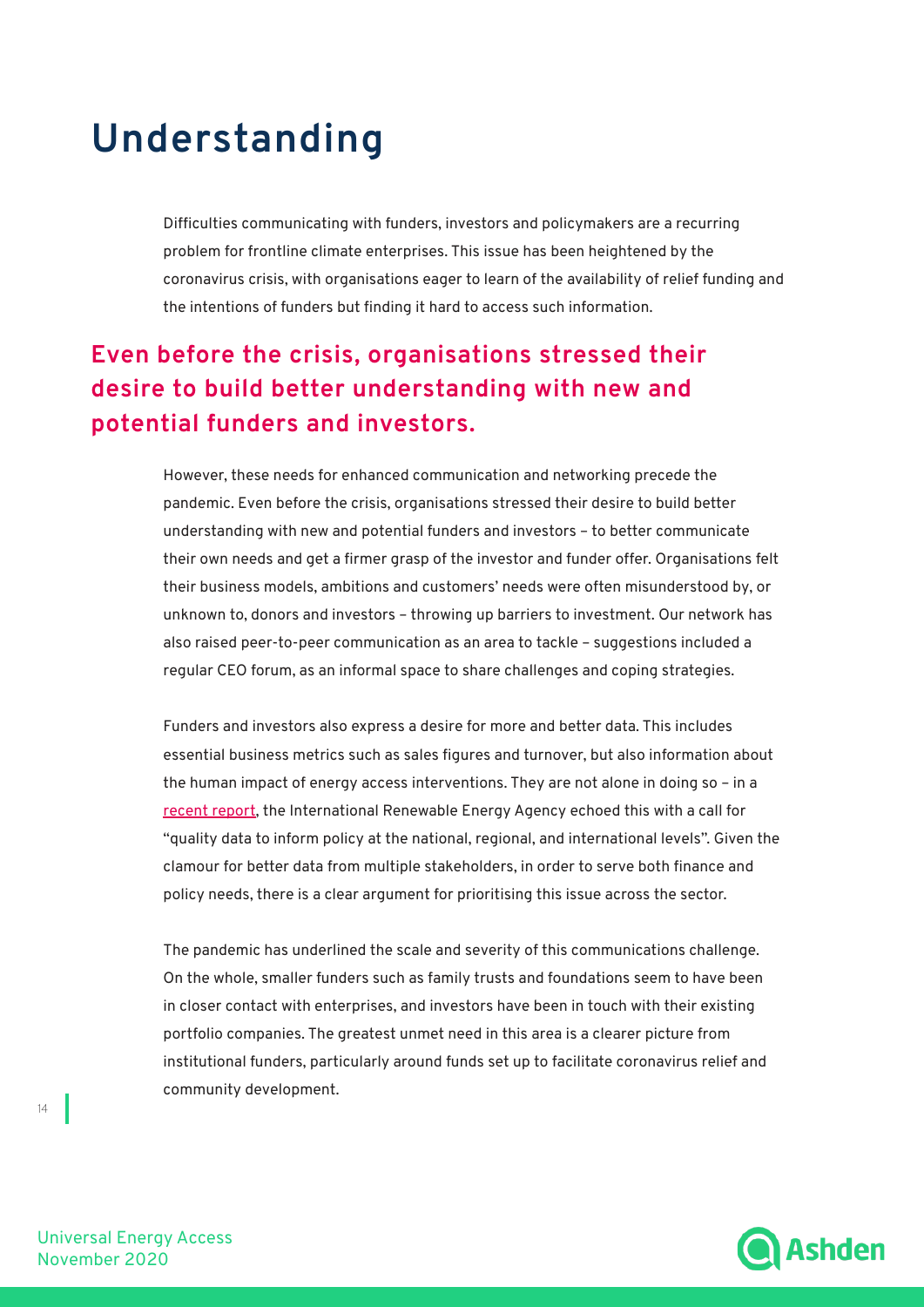# Understanding

Difficulties communicating with funders, investors and policymakers are a recurring problem for frontline climate enterprises. This issue has been heightened by the coronavirus crisis, with organisations eager to learn of the availability of relief funding and the intentions of funders but finding it hard to access such information.

## Even before the crisis, organisations stressed their desire to build better understanding with new and potential funders and investors.

However, these needs for enhanced communication and networking precede the pandemic. Even before the crisis, organisations stressed their desire to build better understanding with new and potential funders and investors – to better communicate their own needs and get a firmer grasp of the investor and funder offer. Organisations felt their business models, ambitions and customers' needs were often misunderstood by, or unknown to, donors and investors – throwing up barriers to investment. Our network has also raised peer-to-peer communication as an area to tackle – suggestions included a regular CEO forum, as an informal space to share challenges and coping strategies.

Funders and investors also express a desire for more and better data. This includes essential business metrics such as sales figures and turnover, but also information about the human impact of energy access interventions. They are not alone in doing so – in a recent report, the International Renewable Energy Agency echoed this with a call for "quality data to inform policy at the national, regional, and international levels". Given the clamour for better data from multiple stakeholders, in order to serve both finance and policy needs, there is a clear argument for prioritising this issue across the sector.

The pandemic has underlined the scale and severity of this communications challenge. On the whole, smaller funders such as family trusts and foundations seem to have been in closer contact with enterprises, and investors have been in touch with their existing portfolio companies. The greatest unmet need in this area is a clearer picture from institutional funders, particularly around funds set up to facilitate coronavirus relief and community development.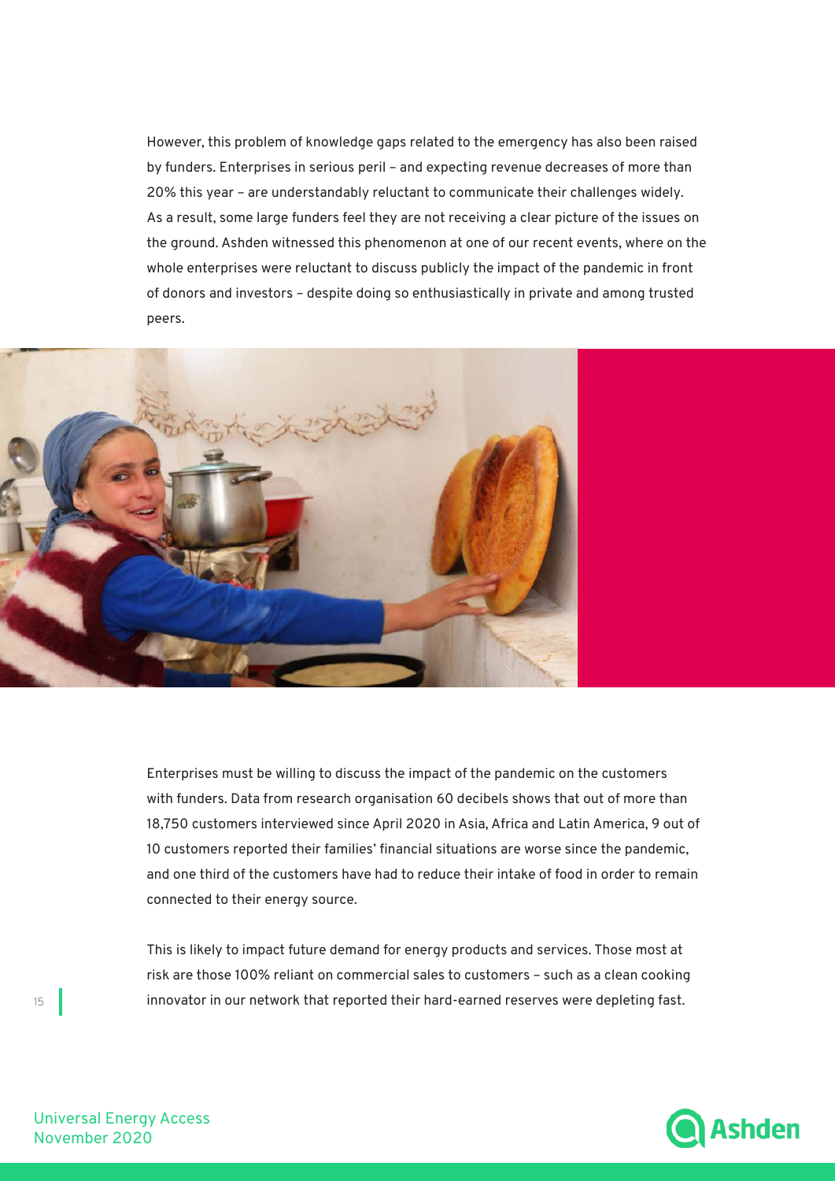However, this problem of knowledge gaps related to the emergency has also been raised by funders. Enterprises in serious peril – and expecting revenue decreases of more than 20% this year – are understandably reluctant to communicate their challenges widely. As a result, some large funders feel they are not receiving a clear picture of the issues on the ground. Ashden witnessed this phenomenon at one of our recent events, where on the whole enterprises were reluctant to discuss publicly the impact of the pandemic in front of donors and investors – despite doing so enthusiastically in private and among trusted peers.

Enterprises must be willing to discuss the impact of the pandemic on the customers with funders. Data from research organisation 60 decibels shows that out of more than 18,750 customers interviewed since April 2020 in Asia, Africa and Latin America, 9 out of 10 customers reported their families' financial situations are worse since the pandemic, and one third of the customers have had to reduce their intake of food in order to remain connected to their energy source.

This is likely to impact future demand for energy products and services. Those most at risk are those 100% reliant on commercial sales to customers – such as a clean cooking innovator in our network that reported their hard-earned reserves were depleting fast.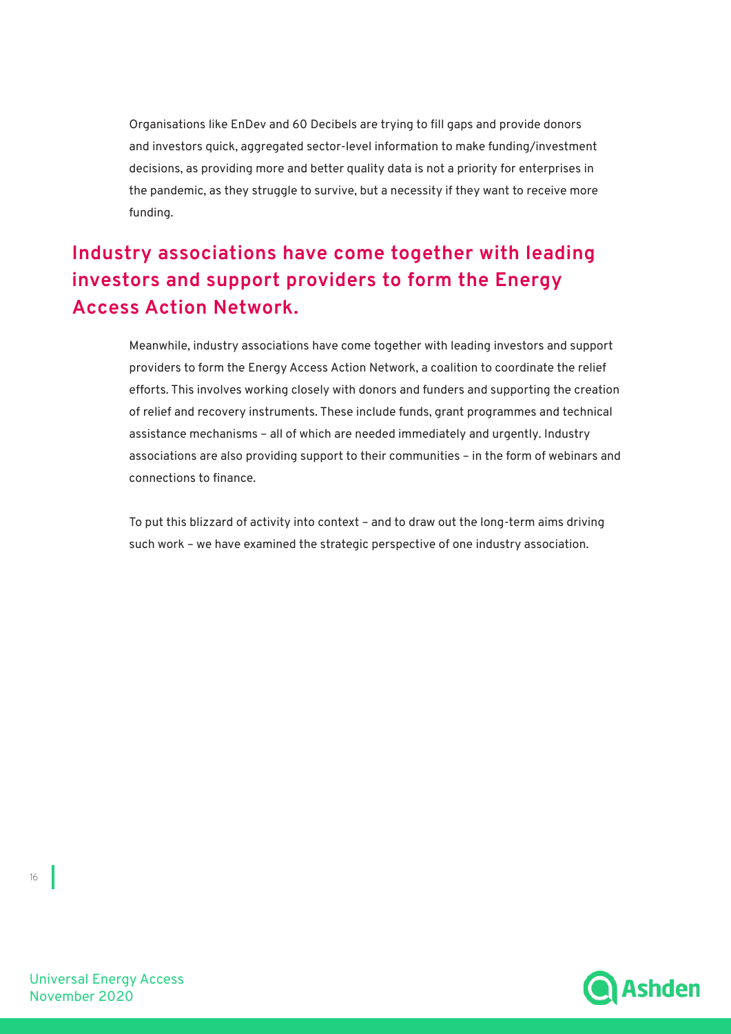Organisations like EnDev and 60 Decibels are trying to fill gaps and provide donors and investors quick, aggregated sector-level information to make funding/investment decisions, as providing more and better quality data is not a priority for enterprises in the pandemic, as they struggle to survive, but a necessity if they want to receive more funding.

## Industry associations have come together with leading investors and support providers to form the Energy Access Action Network.

Meanwhile, industry associations have come together with leading investors and support providers to form the Energy Access Action Network, a coalition to coordinate the relief efforts. This involves working closely with donors and funders and supporting the creation of relief and recovery instruments. These include funds, grant programmes and technical assistance mechanisms – all of which are needed immediately and urgently. Industry associations are also providing support to their communities – in the form of webinars and connections to finance.

To put this blizzard of activity into context – and to draw out the long-term aims driving such work – we have examined the strategic perspective of one industry association.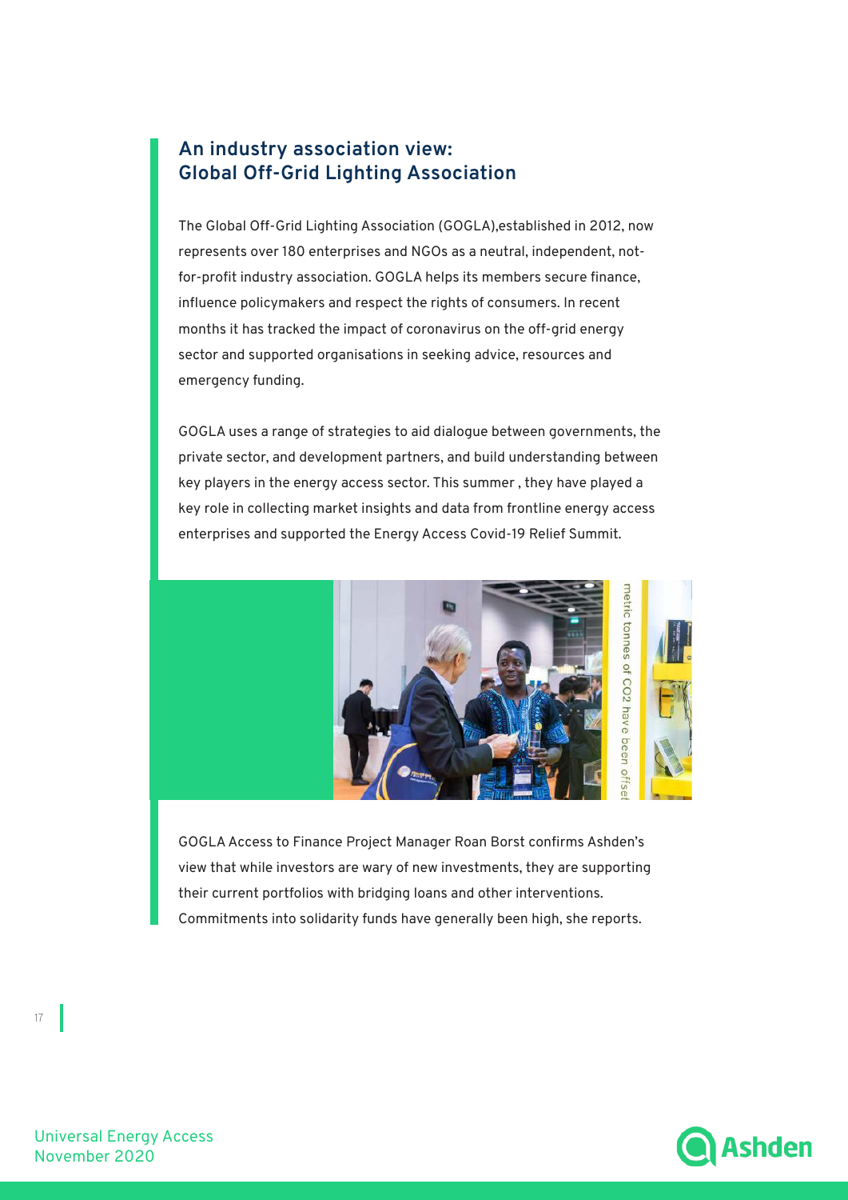## An industry association view: Global Off-Grid Lighting Association

The Global Off-Grid Lighting Association (GOGLA),established in 2012, now represents over 180 enterprises and NGOs as a neutral, independent, not-for-profit industry association. GOGLA helps its members secure finance, influence policymakers and respect the rights of consumers. In recent months it has tracked the impact of coronavirus on the off-grid energy sector and supported organisations in seeking advice, resources and emergency funding.

GOGLA uses a range of strategies to aid dialogue between governments, the private sector, and development partners, and build understanding between key players in the energy access sector. This summer , they have played a key role in collecting market insights and data from frontline energy access enterprises and supported the Energy Access Covid-19 Relief Summit.

GOGLA Access to Finance Project Manager Roan Borst confirms Ashden's view that while investors are wary of new investments, they are supporting their current portfolios with bridging loans and other interventions. Commitments into solidarity funds have generally been high, she reports.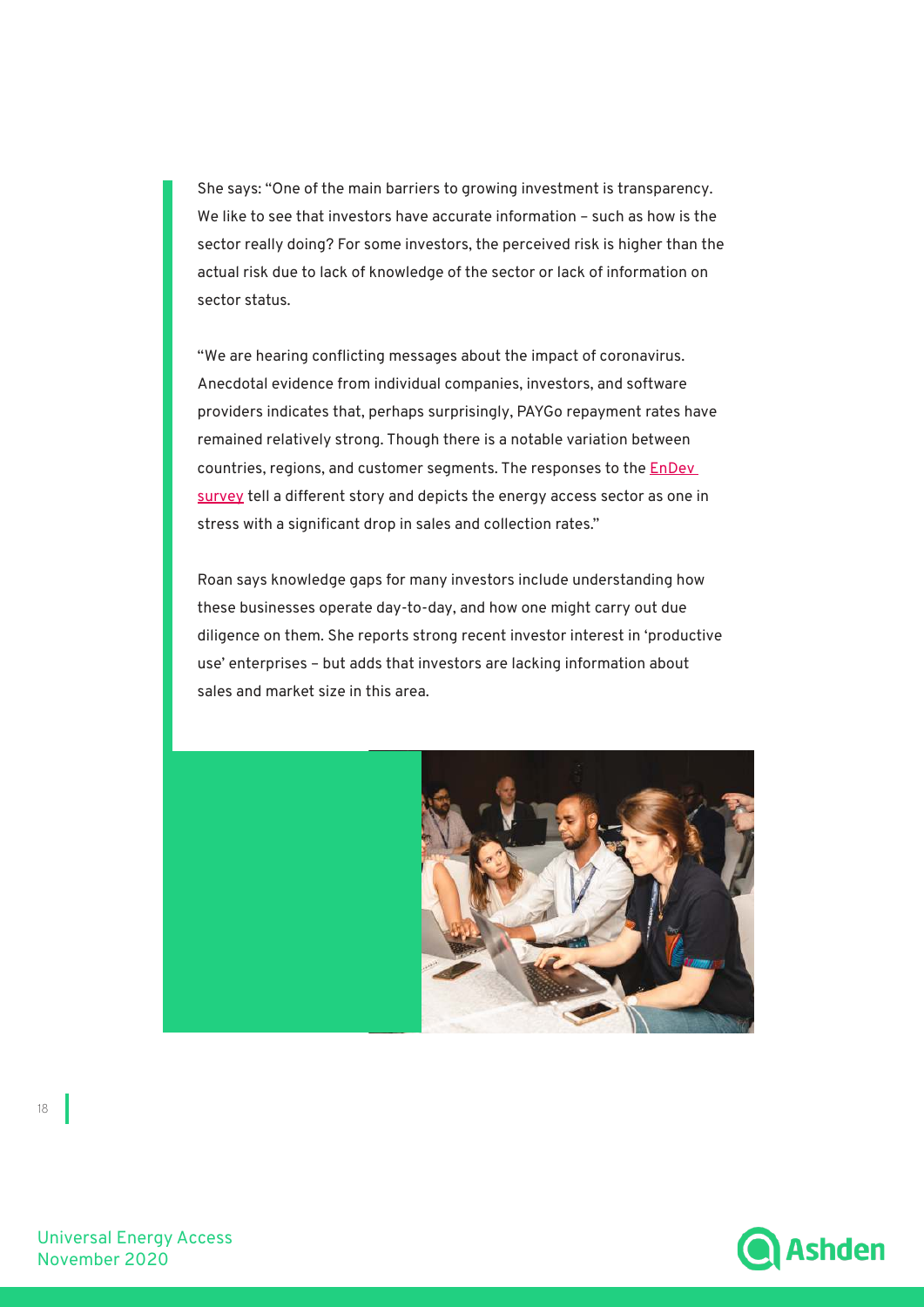She says: “One of the main barriers to growing investment is transparency. We like to see that investors have accurate information – such as how is the sector really doing? For some investors, the perceived risk is higher than the actual risk due to lack of knowledge of the sector or lack of information on sector status.

“We are hearing conflicting messages about the impact of coronavirus. Anecdotal evidence from individual companies, investors, and software providers indicates that, perhaps surprisingly, PAYGo repayment rates have remained relatively strong. Though there is a notable variation between countries, regions, and customer segments. The responses to the EnDev survey tell a different story and depicts the energy access sector as one in stress with a significant drop in sales and collection rates.”

Roan says knowledge gaps for many investors include understanding how these businesses operate day-to-day, and how one might carry out due diligence on them. She reports strong recent investor interest in ‘productive use’ enterprises – but adds that investors are lacking information about sales and market size in this area.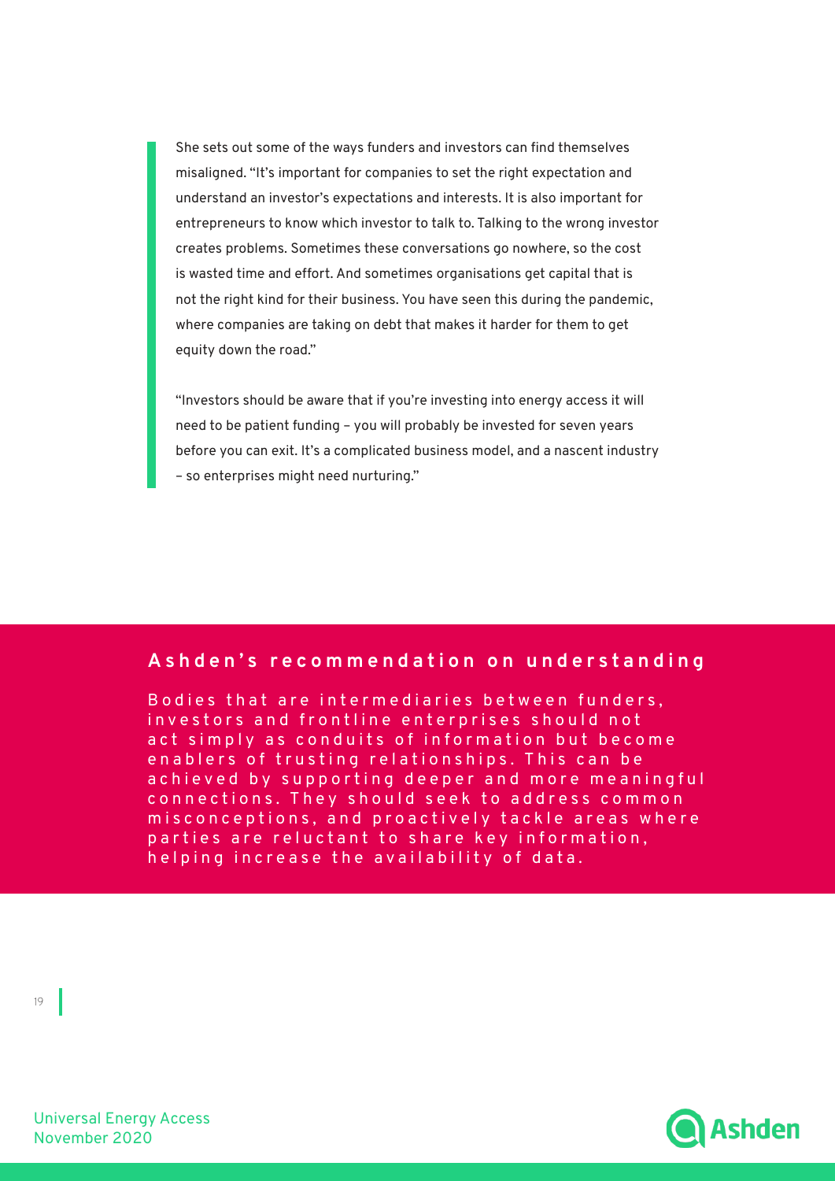She sets out some of the ways funders and investors can find themselves misaligned. "It's important for companies to set the right expectation and understand an investor's expectations and interests. It is also important for entrepreneurs to know which investor to talk to. Talking to the wrong investor creates problems. Sometimes these conversations go nowhere, so the cost is wasted time and effort. And sometimes organisations get capital that is not the right kind for their business. You have seen this during the pandemic, where companies are taking on debt that makes it harder for them to get equity down the road."

"Investors should be aware that if you're investing into energy access it will need to be patient funding – you will probably be invested for seven years before you can exit. It's a complicated business model, and a nascent industry – so enterprises might need nurturing."

## Ashden's recommendation on understanding

Bodies that are intermediaries between funders, investors and frontline enterprises should not act simply as conduits of information but become enablers of trusting relationships. This can be achieved by supporting deeper and more meaningful connections. They should seek to address common misconceptions, and proactively tackle areas where parties are reluctant to share key information, helping increase the availability of data.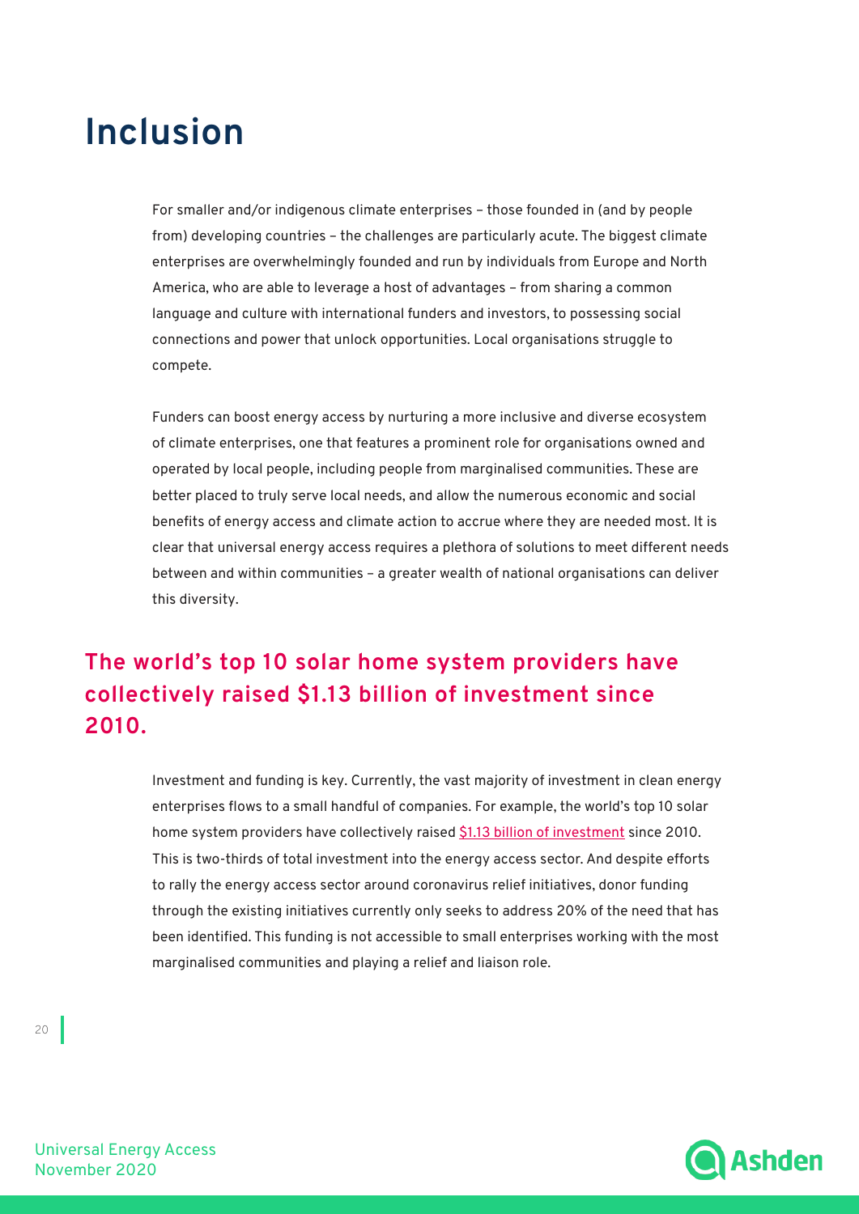# Inclusion

For smaller and/or indigenous climate enterprises – those founded in (and by people from) developing countries – the challenges are particularly acute. The biggest climate enterprises are overwhelmingly founded and run by individuals from Europe and North America, who are able to leverage a host of advantages – from sharing a common language and culture with international funders and investors, to possessing social connections and power that unlock opportunities. Local organisations struggle to compete.

Funders can boost energy access by nurturing a more inclusive and diverse ecosystem of climate enterprises, one that features a prominent role for organisations owned and operated by local people, including people from marginalised communities. These are better placed to truly serve local needs, and allow the numerous economic and social benefits of energy access and climate action to accrue where they are needed most. It is clear that universal energy access requires a plethora of solutions to meet different needs between and within communities – a greater wealth of national organisations can deliver this diversity.

## The world's top 10 solar home system providers have collectively raised $1.13 billion of investment since 2010.

Investment and funding is key. Currently, the vast majority of investment in clean energy enterprises flows to a small handful of companies. For example, the world's top 10 solar home system providers have collectively raised $1.13 billion of investment since 2010. This is two-thirds of total investment into the energy access sector. And despite efforts to rally the energy access sector around coronavirus relief initiatives, donor funding through the existing initiatives currently only seeks to address 20% of the need that has been identified. This funding is not accessible to small enterprises working with the most marginalised communities and playing a relief and liaison role.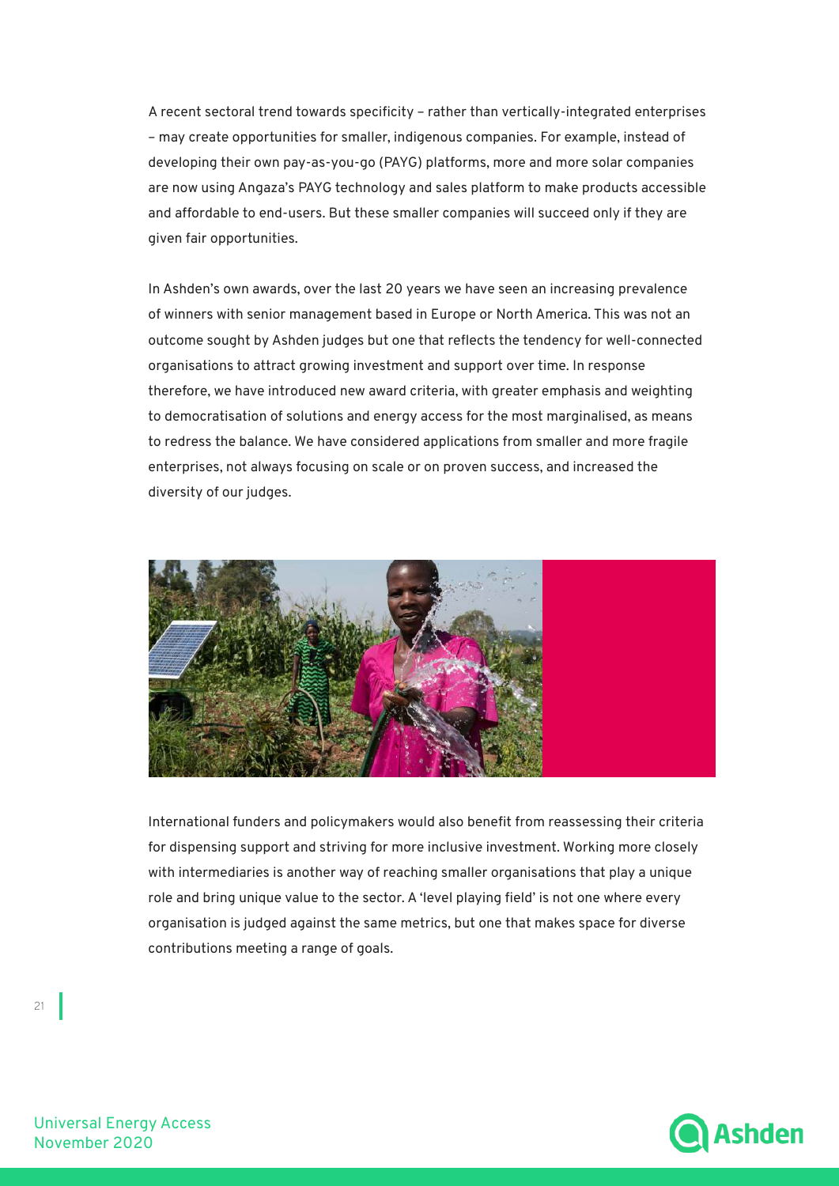A recent sectoral trend towards specificity – rather than vertically-integrated enterprises – may create opportunities for smaller, indigenous companies. For example, instead of developing their own pay-as-you-go (PAYG) platforms, more and more solar companies are now using Angaza's PAYG technology and sales platform to make products accessible and affordable to end-users. But these smaller companies will succeed only if they are given fair opportunities.

In Ashden's own awards, over the last 20 years we have seen an increasing prevalence of winners with senior management based in Europe or North America. This was not an outcome sought by Ashden judges but one that reflects the tendency for well-connected organisations to attract growing investment and support over time. In response therefore, we have introduced new award criteria, with greater emphasis and weighting to democratisation of solutions and energy access for the most marginalised, as means to redress the balance. We have considered applications from smaller and more fragile enterprises, not always focusing on scale or on proven success, and increased the diversity of our judges.

International funders and policymakers would also benefit from reassessing their criteria for dispensing support and striving for more inclusive investment. Working more closely with intermediaries is another way of reaching smaller organisations that play a unique role and bring unique value to the sector. A 'level playing field' is not one where every organisation is judged against the same metrics, but one that makes space for diverse contributions meeting a range of goals.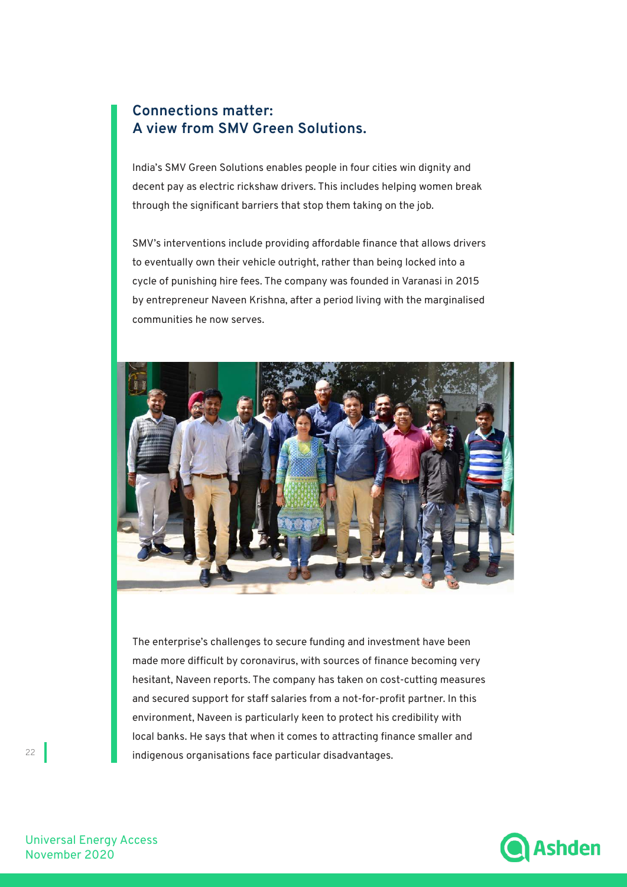## Connections matter: A view from SMV Green Solutions.

India's SMV Green Solutions enables people in four cities win dignity and decent pay as electric rickshaw drivers. This includes helping women break through the significant barriers that stop them taking on the job.

SMV's interventions include providing affordable finance that allows drivers to eventually own their vehicle outright, rather than being locked into a cycle of punishing hire fees. The company was founded in Varanasi in 2015 by entrepreneur Naveen Krishna, after a period living with the marginalised communities he now serves.

The enterprise's challenges to secure funding and investment have been made more difficult by coronavirus, with sources of finance becoming very hesitant, Naveen reports. The company has taken on cost-cutting measures and secured support for staff salaries from a not-for-profit partner. In this environment, Naveen is particularly keen to protect his credibility with local banks. He says that when it comes to attracting finance smaller and indigenous organisations face particular disadvantages.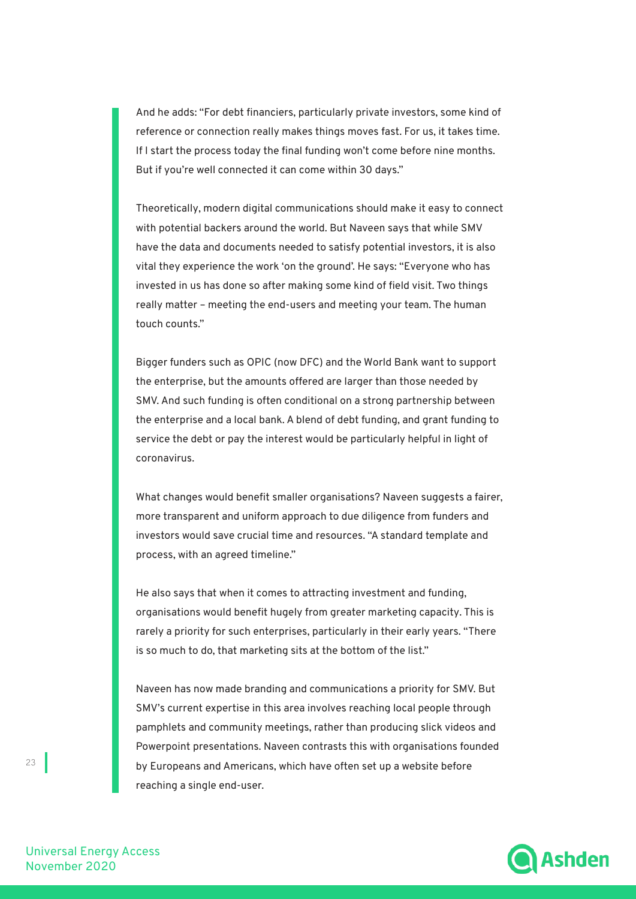And he adds: "For debt financiers, particularly private investors, some kind of reference or connection really makes things moves fast. For us, it takes time. If I start the process today the final funding won't come before nine months. But if you're well connected it can come within 30 days."

Theoretically, modern digital communications should make it easy to connect with potential backers around the world. But Naveen says that while SMV have the data and documents needed to satisfy potential investors, it is also vital they experience the work 'on the ground'. He says: "Everyone who has invested in us has done so after making some kind of field visit. Two things really matter – meeting the end-users and meeting your team. The human touch counts."

Bigger funders such as OPIC (now DFC) and the World Bank want to support the enterprise, but the amounts offered are larger than those needed by SMV. And such funding is often conditional on a strong partnership between the enterprise and a local bank. A blend of debt funding, and grant funding to service the debt or pay the interest would be particularly helpful in light of coronavirus.

What changes would benefit smaller organisations? Naveen suggests a fairer, more transparent and uniform approach to due diligence from funders and investors would save crucial time and resources. "A standard template and process, with an agreed timeline."

He also says that when it comes to attracting investment and funding, organisations would benefit hugely from greater marketing capacity. This is rarely a priority for such enterprises, particularly in their early years. "There is so much to do, that marketing sits at the bottom of the list."

Naveen has now made branding and communications a priority for SMV. But SMV's current expertise in this area involves reaching local people through pamphlets and community meetings, rather than producing slick videos and Powerpoint presentations. Naveen contrasts this with organisations founded by Europeans and Americans, which have often set up a website before reaching a single end-user.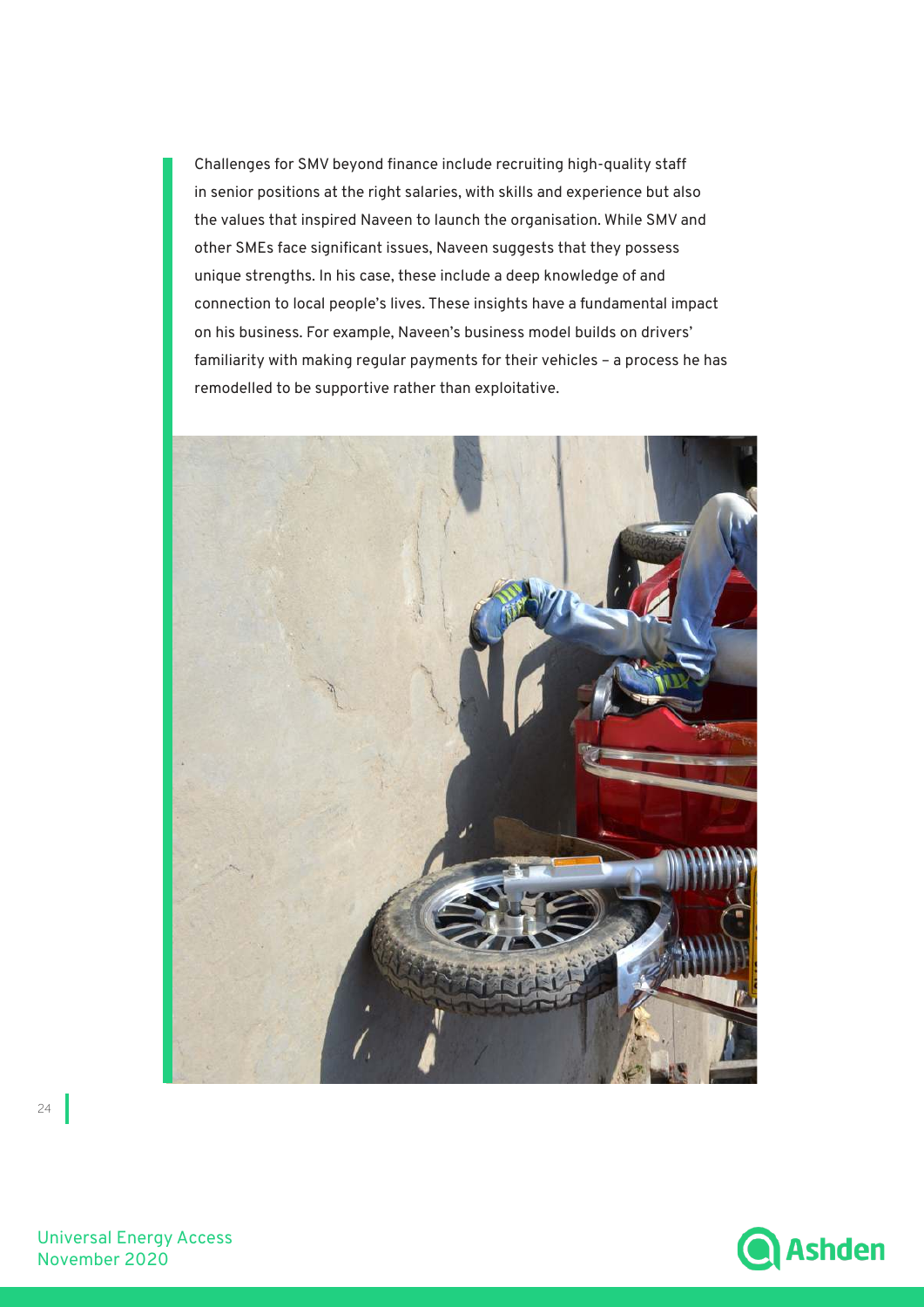Challenges for SMV beyond finance include recruiting high-quality staff in senior positions at the right salaries, with skills and experience but also the values that inspired Naveen to launch the organisation. While SMV and other SMEs face significant issues, Naveen suggests that they possess unique strengths. In his case, these include a deep knowledge of and connection to local people's lives. These insights have a fundamental impact on his business. For example, Naveen's business model builds on drivers' familiarity with making regular payments for their vehicles – a process he has remodelled to be supportive rather than exploitative.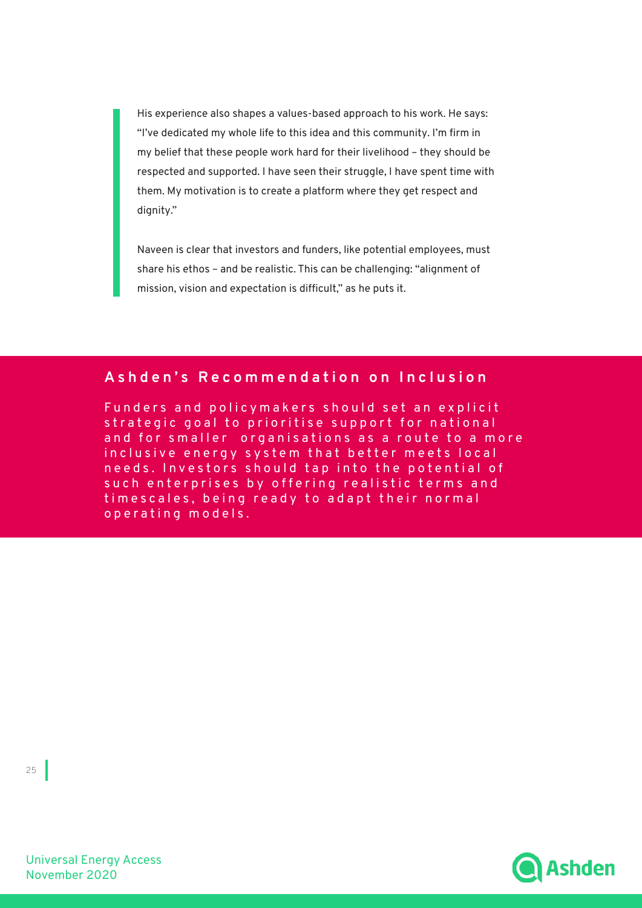> His experience also shapes a values-based approach to his work. He says: "I've dedicated my whole life to this idea and this community. I'm firm in my belief that these people work hard for their livelihood – they should be respected and supported. I have seen their struggle, I have spent time with them. My motivation is to create a platform where they get respect and dignity."
>
> Naveen is clear that investors and funders, like potential employees, must share his ethos – and be realistic. This can be challenging: "alignment of mission, vision and expectation is difficult," as he puts it.

## Ashden's Recommendation on Inclusion

Funders and policymakers should set an explicit strategic goal to prioritise support for national and for smaller organisations as a route to a more inclusive energy system that better meets local needs. Investors should tap into the potential of such enterprises by offering realistic terms and timescales, being ready to adapt their normal operating models.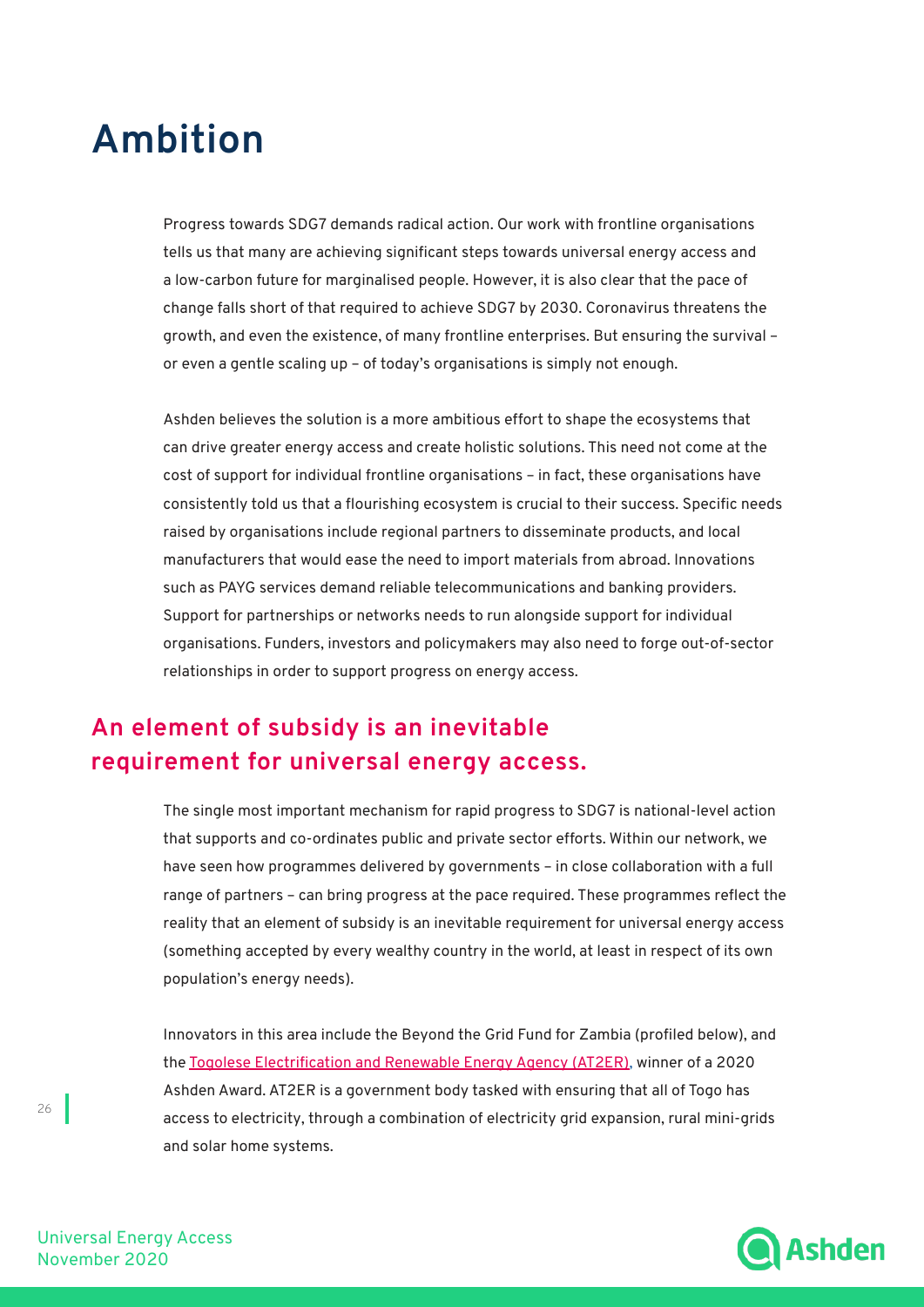# Ambition

Progress towards SDG7 demands radical action. Our work with frontline organisations tells us that many are achieving significant steps towards universal energy access and a low-carbon future for marginalised people. However, it is also clear that the pace of change falls short of that required to achieve SDG7 by 2030. Coronavirus threatens the growth, and even the existence, of many frontline enterprises. But ensuring the survival – or even a gentle scaling up – of today's organisations is simply not enough.

Ashden believes the solution is a more ambitious effort to shape the ecosystems that can drive greater energy access and create holistic solutions. This need not come at the cost of support for individual frontline organisations – in fact, these organisations have consistently told us that a flourishing ecosystem is crucial to their success. Specific needs raised by organisations include regional partners to disseminate products, and local manufacturers that would ease the need to import materials from abroad. Innovations such as PAYG services demand reliable telecommunications and banking providers. Support for partnerships or networks needs to run alongside support for individual organisations. Funders, investors and policymakers may also need to forge out-of-sector relationships in order to support progress on energy access.

## An element of subsidy is an inevitable requirement for universal energy access.

The single most important mechanism for rapid progress to SDG7 is national-level action that supports and co-ordinates public and private sector efforts. Within our network, we have seen how programmes delivered by governments – in close collaboration with a full range of partners – can bring progress at the pace required. These programmes reflect the reality that an element of subsidy is an inevitable requirement for universal energy access (something accepted by every wealthy country in the world, at least in respect of its own population's energy needs).

Innovators in this area include the Beyond the Grid Fund for Zambia (profiled below), and the Togolese Electrification and Renewable Energy Agency (AT2ER), winner of a 2020 Ashden Award. AT2ER is a government body tasked with ensuring that all of Togo has access to electricity, through a combination of electricity grid expansion, rural mini-grids and solar home systems.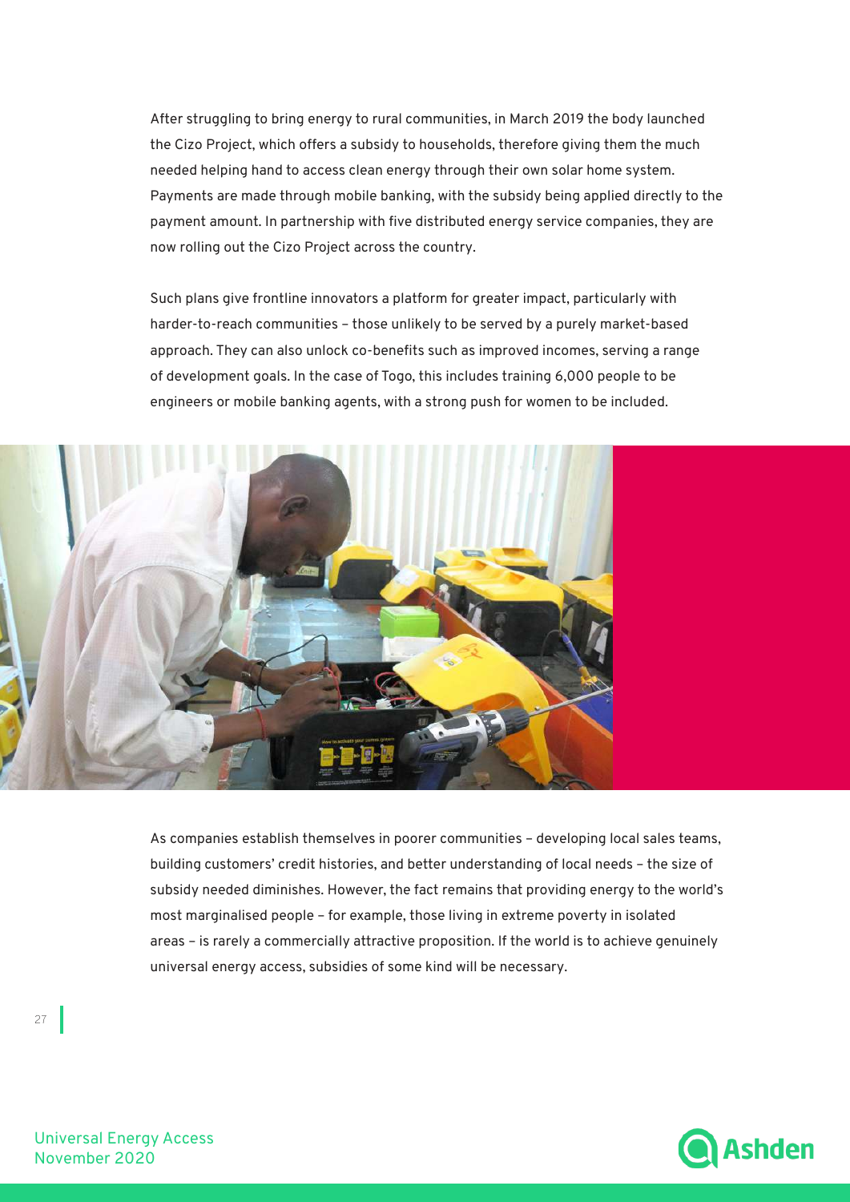After struggling to bring energy to rural communities, in March 2019 the body launched the Cizo Project, which offers a subsidy to households, therefore giving them the much needed helping hand to access clean energy through their own solar home system. Payments are made through mobile banking, with the subsidy being applied directly to the payment amount. In partnership with five distributed energy service companies, they are now rolling out the Cizo Project across the country.

Such plans give frontline innovators a platform for greater impact, particularly with harder-to-reach communities – those unlikely to be served by a purely market-based approach. They can also unlock co-benefits such as improved incomes, serving a range of development goals. In the case of Togo, this includes training 6,000 people to be engineers or mobile banking agents, with a strong push for women to be included.

As companies establish themselves in poorer communities – developing local sales teams, building customers' credit histories, and better understanding of local needs – the size of subsidy needed diminishes. However, the fact remains that providing energy to the world's most marginalised people – for example, those living in extreme poverty in isolated areas – is rarely a commercially attractive proposition. If the world is to achieve genuinely universal energy access, subsidies of some kind will be necessary.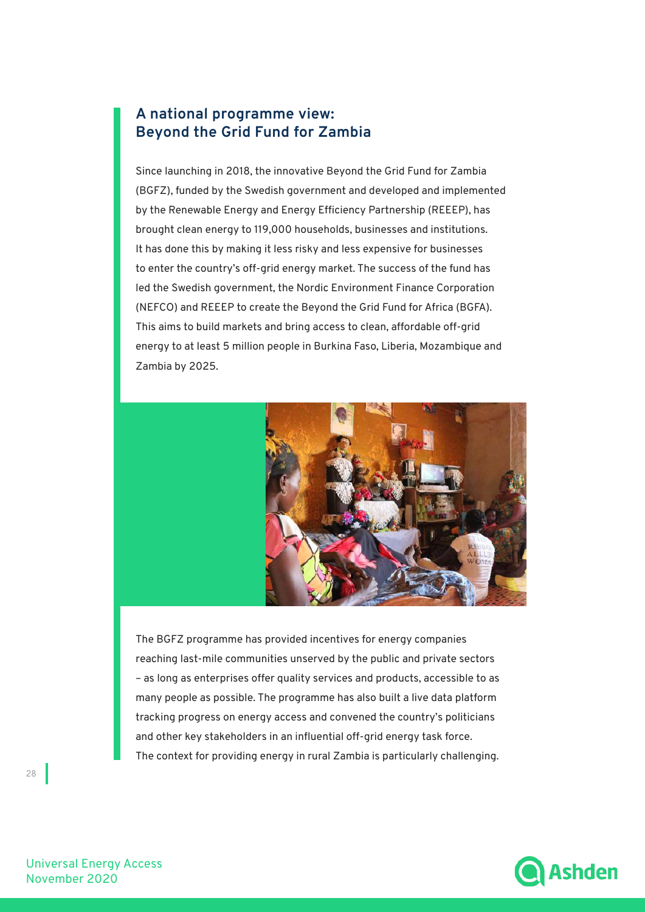## A national programme view: Beyond the Grid Fund for Zambia

Since launching in 2018, the innovative Beyond the Grid Fund for Zambia (BGFZ), funded by the Swedish government and developed and implemented by the Renewable Energy and Energy Efficiency Partnership (REEEP), has brought clean energy to 119,000 households, businesses and institutions. It has done this by making it less risky and less expensive for businesses to enter the country's off-grid energy market. The success of the fund has led the Swedish government, the Nordic Environment Finance Corporation (NEFCO) and REEEP to create the Beyond the Grid Fund for Africa (BGFA). This aims to build markets and bring access to clean, affordable off-grid energy to at least 5 million people in Burkina Faso, Liberia, Mozambique and Zambia by 2025.

The BGFZ programme has provided incentives for energy companies reaching last-mile communities unserved by the public and private sectors – as long as enterprises offer quality services and products, accessible to as many people as possible. The programme has also built a live data platform tracking progress on energy access and convened the country's politicians and other key stakeholders in an influential off-grid energy task force. The context for providing energy in rural Zambia is particularly challenging.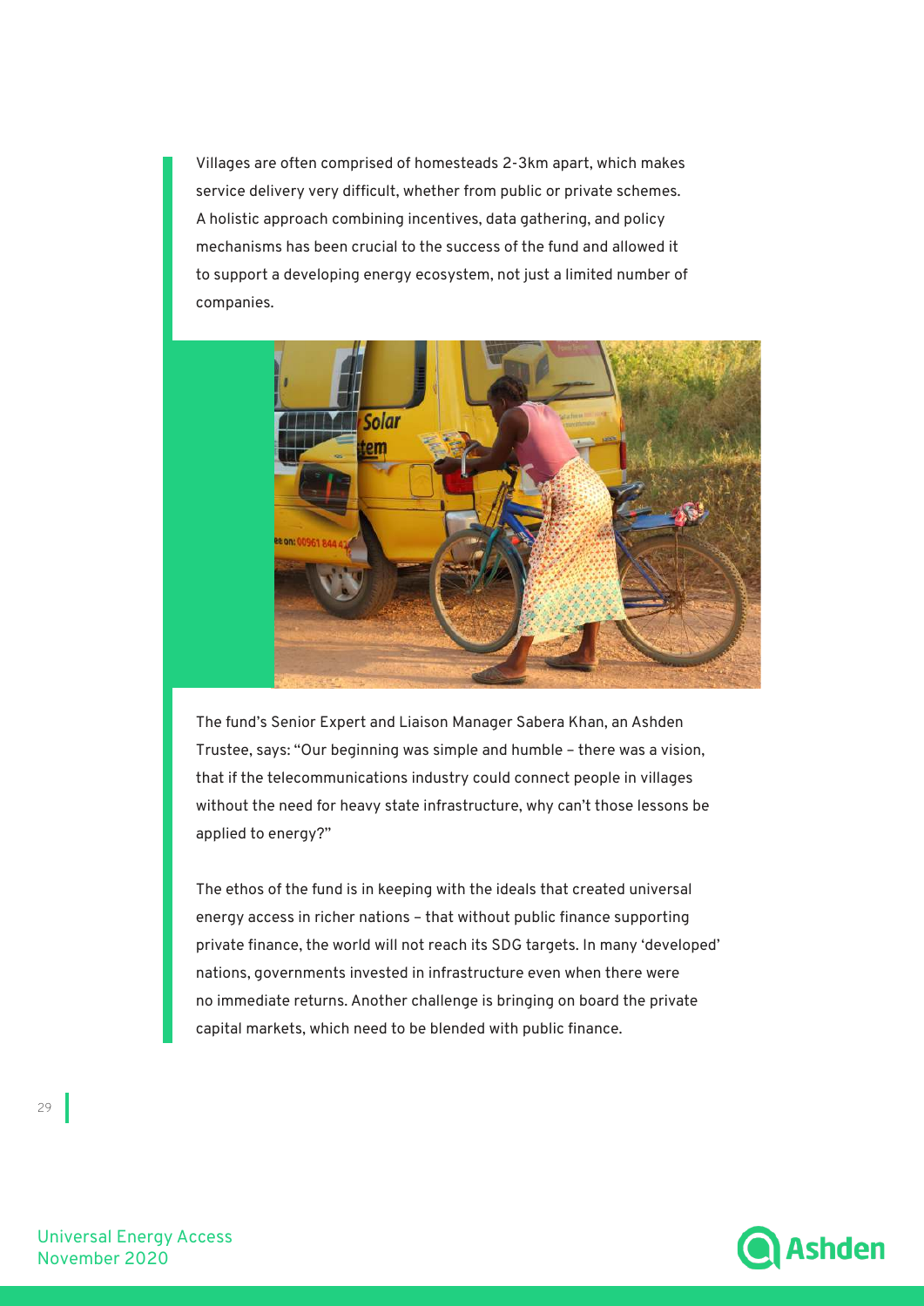Villages are often comprised of homesteads 2-3km apart, which makes service delivery very difficult, whether from public or private schemes. A holistic approach combining incentives, data gathering, and policy mechanisms has been crucial to the success of the fund and allowed it to support a developing energy ecosystem, not just a limited number of companies.

The fund's Senior Expert and Liaison Manager Sabera Khan, an Ashden Trustee, says: "Our beginning was simple and humble – there was a vision, that if the telecommunications industry could connect people in villages without the need for heavy state infrastructure, why can't those lessons be applied to energy?"

The ethos of the fund is in keeping with the ideals that created universal energy access in richer nations – that without public finance supporting private finance, the world will not reach its SDG targets. In many 'developed' nations, governments invested in infrastructure even when there were no immediate returns. Another challenge is bringing on board the private capital markets, which need to be blended with public finance.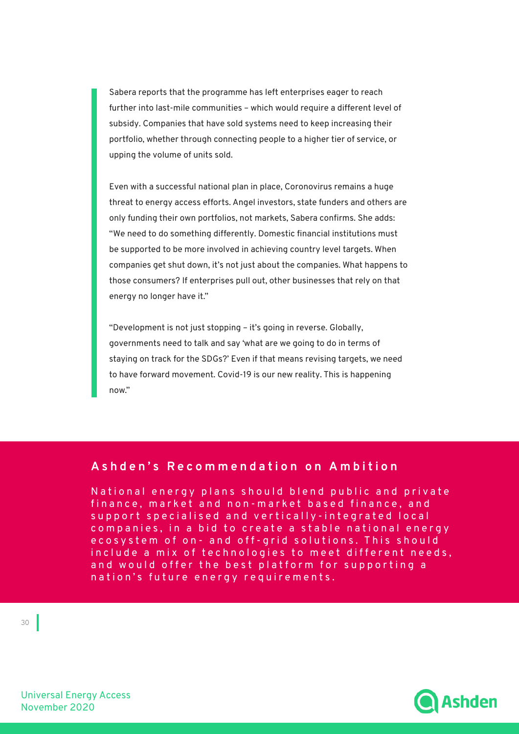Sabera reports that the programme has left enterprises eager to reach further into last-mile communities – which would require a different level of subsidy. Companies that have sold systems need to keep increasing their portfolio, whether through connecting people to a higher tier of service, or upping the volume of units sold.

Even with a successful national plan in place, Coronovirus remains a huge threat to energy access efforts. Angel investors, state funders and others are only funding their own portfolios, not markets, Sabera confirms. She adds: "We need to do something differently. Domestic financial institutions must be supported to be more involved in achieving country level targets. When companies get shut down, it's not just about the companies. What happens to those consumers? If enterprises pull out, other businesses that rely on that energy no longer have it."

"Development is not just stopping – it's going in reverse. Globally, governments need to talk and say 'what are we going to do in terms of staying on track for the SDGs?' Even if that means revising targets, we need to have forward movement. Covid-19 is our new reality. This is happening now."

## Ashden's Recommendation on Ambition

National energy plans should blend public and private finance, market and non-market based finance, and support specialised and vertically-integrated local companies, in a bid to create a stable national energy ecosystem of on- and off-grid solutions. This should include a mix of technologies to meet different needs, and would offer the best platform for supporting a nation's future energy requirements.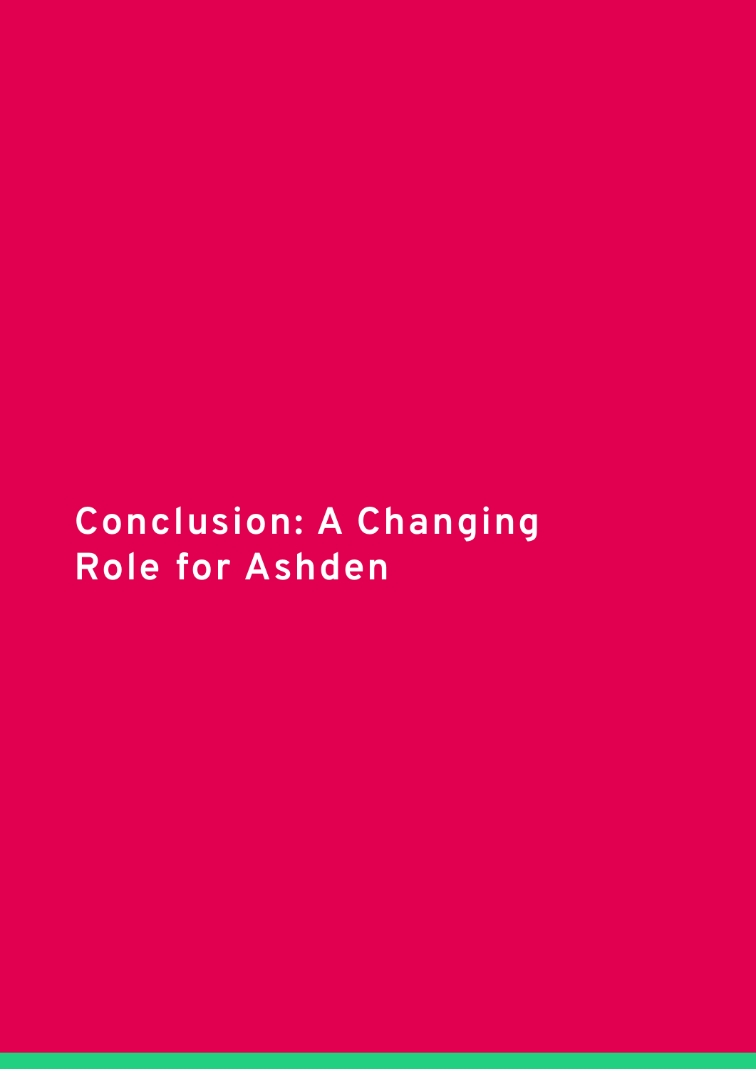# Conclusion: A Changing Role for Ashden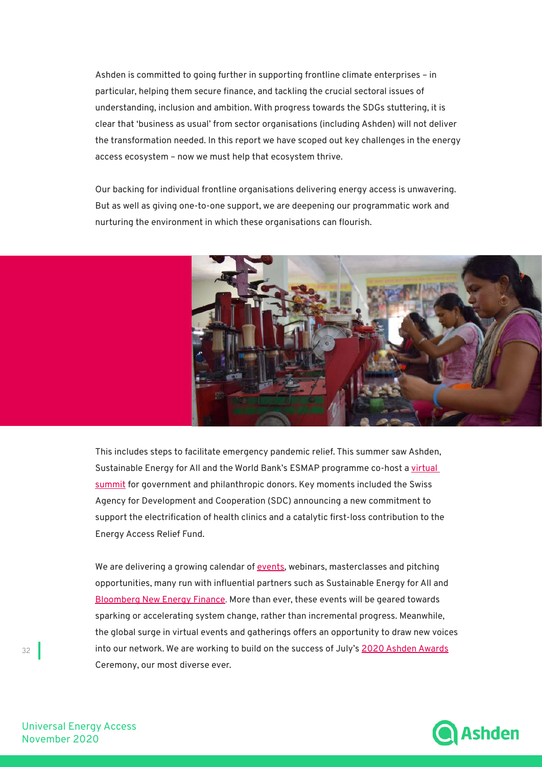Ashden is committed to going further in supporting frontline climate enterprises – in particular, helping them secure finance, and tackling the crucial sectoral issues of understanding, inclusion and ambition. With progress towards the SDGs stuttering, it is clear that 'business as usual' from sector organisations (including Ashden) will not deliver the transformation needed. In this report we have scoped out key challenges in the energy access ecosystem – now we must help that ecosystem thrive.

Our backing for individual frontline organisations delivering energy access is unwavering. But as well as giving one-to-one support, we are deepening our programmatic work and nurturing the environment in which these organisations can flourish.

This includes steps to facilitate emergency pandemic relief. This summer saw Ashden, Sustainable Energy for All and the World Bank's ESMAP programme co-host a virtual summit for government and philanthropic donors. Key moments included the Swiss Agency for Development and Cooperation (SDC) announcing a new commitment to support the electrification of health clinics and a catalytic first-loss contribution to the Energy Access Relief Fund.

We are delivering a growing calendar of events, webinars, masterclasses and pitching opportunities, many run with influential partners such as Sustainable Energy for All and Bloomberg New Energy Finance. More than ever, these events will be geared towards sparking or accelerating system change, rather than incremental progress. Meanwhile, the global surge in virtual events and gatherings offers an opportunity to draw new voices into our network. We are working to build on the success of July's 2020 Ashden Awards Ceremony, our most diverse ever.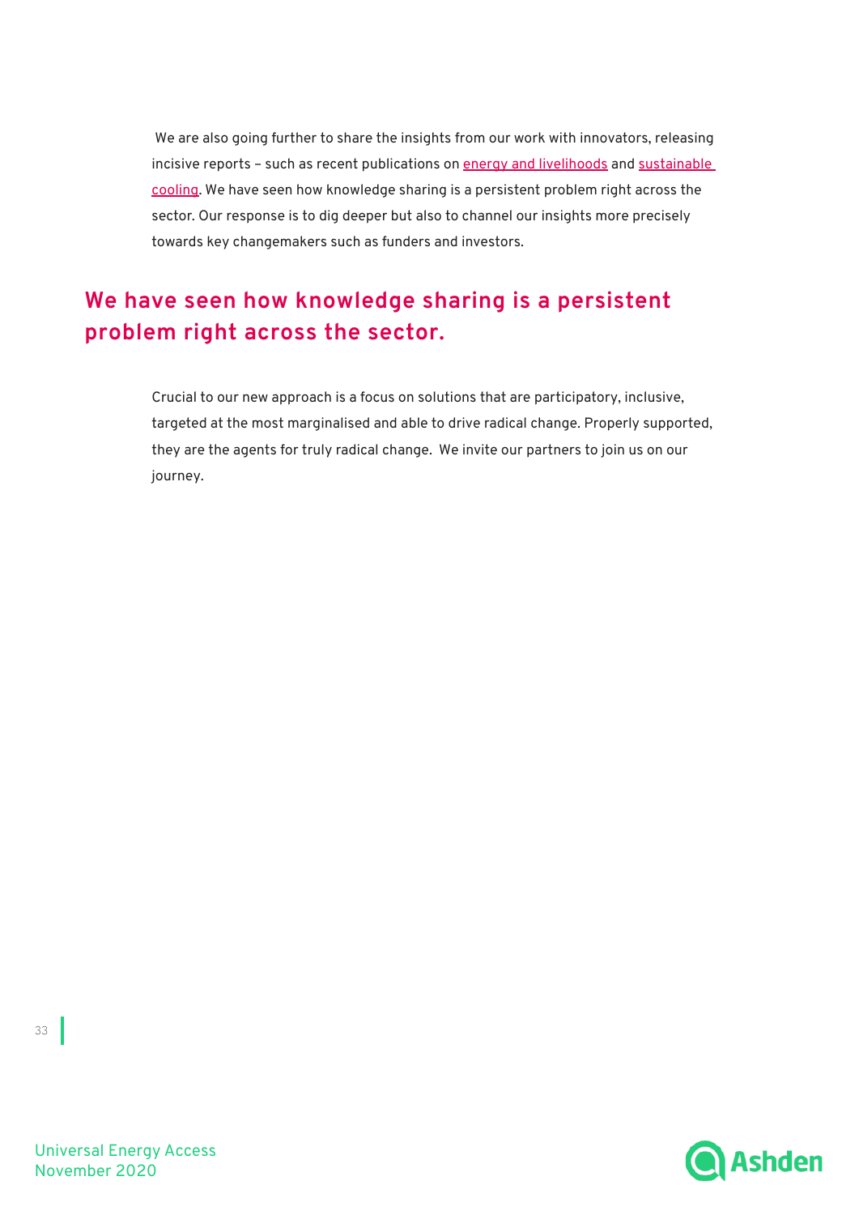We are also going further to share the insights from our work with innovators, releasing incisive reports – such as recent publications on energy and livelihoods and sustainable cooling. We have seen how knowledge sharing is a persistent problem right across the sector. Our response is to dig deeper but also to channel our insights more precisely towards key changemakers such as funders and investors.

**We have seen how knowledge sharing is a persistent problem right across the sector.**

Crucial to our new approach is a focus on solutions that are participatory, inclusive, targeted at the most marginalised and able to drive radical change. Properly supported, they are the agents for truly radical change. We invite our partners to join us on our journey.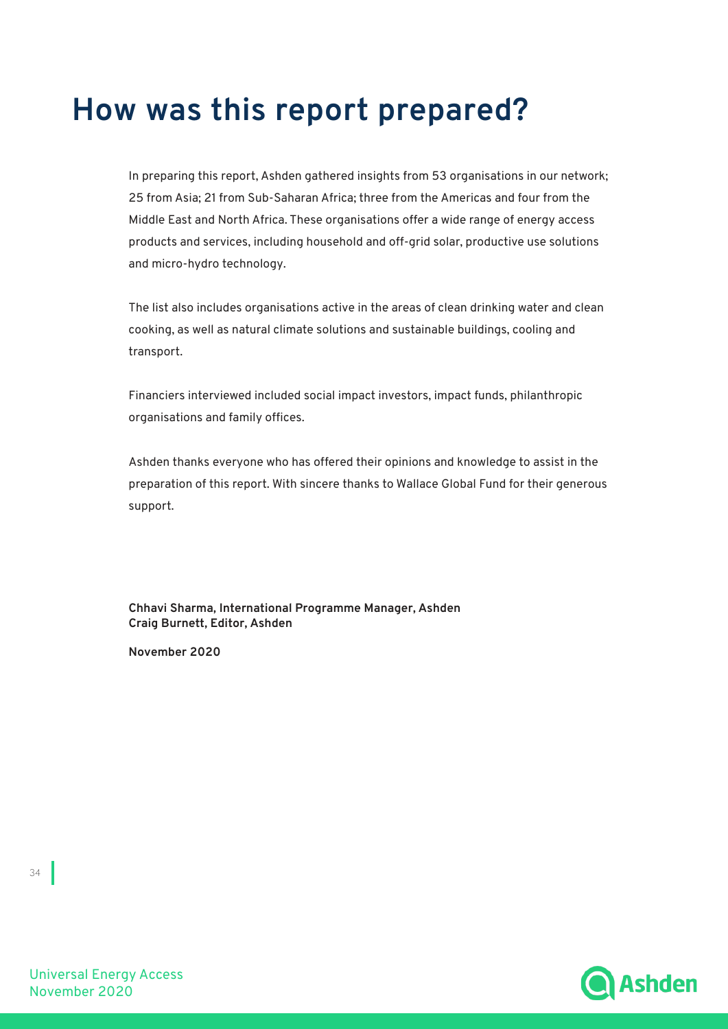# How was this report prepared?

In preparing this report, Ashden gathered insights from 53 organisations in our network; 25 from Asia; 21 from Sub-Saharan Africa; three from the Americas and four from the Middle East and North Africa. These organisations offer a wide range of energy access products and services, including household and off-grid solar, productive use solutions and micro-hydro technology.

The list also includes organisations active in the areas of clean drinking water and clean cooking, as well as natural climate solutions and sustainable buildings, cooling and transport.

Financiers interviewed included social impact investors, impact funds, philanthropic organisations and family offices.

Ashden thanks everyone who has offered their opinions and knowledge to assist in the preparation of this report. With sincere thanks to Wallace Global Fund for their generous support.

**Chhavi Sharma, International Programme Manager, Ashden**
**Craig Burnett, Editor, Ashden**

**November 2020**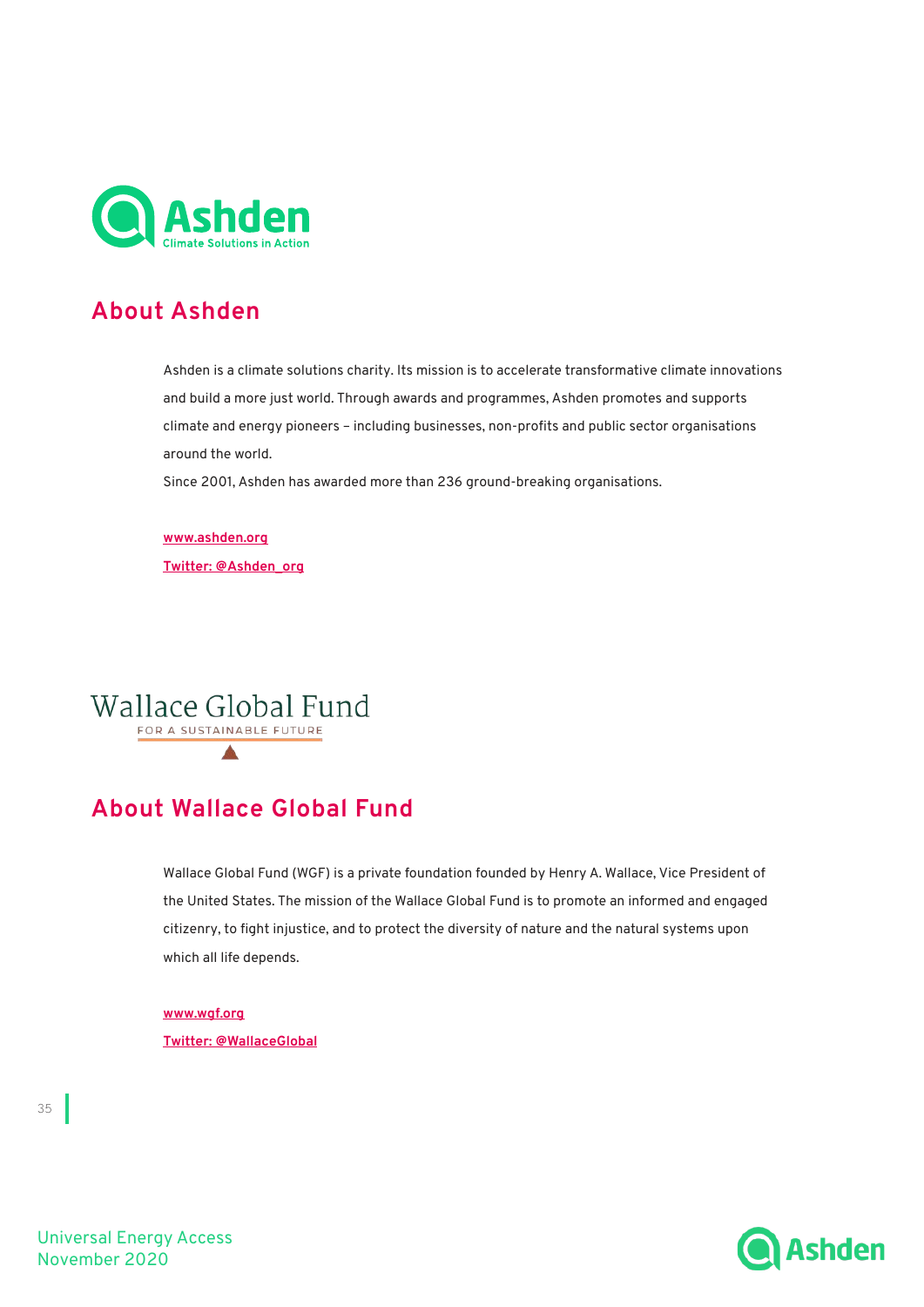## About Ashden

Ashden is a climate solutions charity. Its mission is to accelerate transformative climate innovations and build a more just world. Through awards and programmes, Ashden promotes and supports climate and energy pioneers – including businesses, non-profits and public sector organisations around the world.

Since 2001, Ashden has awarded more than 236 ground-breaking organisations.

[www.ashden.org](http://www.ashden.org)

[Twitter: @Ashden_org](https://twitter.com/Ashden_org)

## About Wallace Global Fund

Wallace Global Fund (WGF) is a private foundation founded by Henry A. Wallace, Vice President of the United States. The mission of the Wallace Global Fund is to promote an informed and engaged citizenry, to fight injustice, and to protect the diversity of nature and the natural systems upon which all life depends.

[www.wgf.org](http://www.wgf.org)

[Twitter: @WallaceGlobal](https://twitter.com/WallaceGlobal)